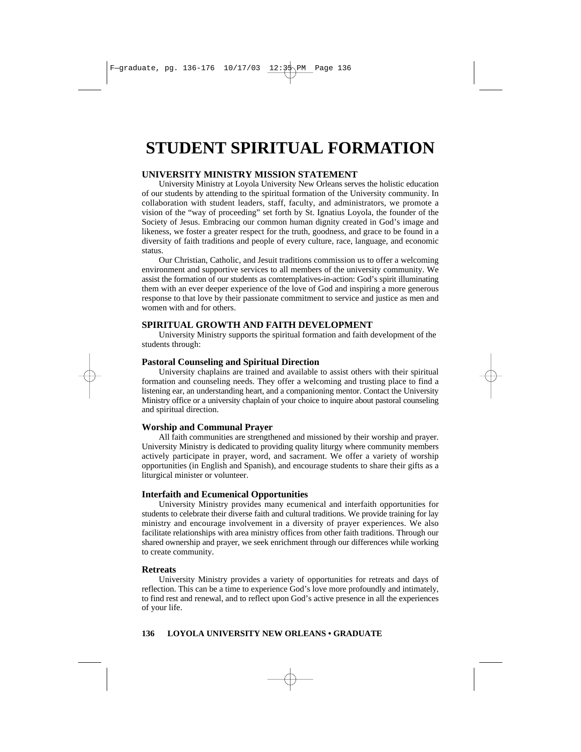# STUDENT SPIRITUAL FORMATION

## UNIVERSITY MINISTRY MISSION STATEMENT

University Ministry at Loyola University New Orleans serves the holistic education of our students by attending to the spiritual formation of the University community. In collaboration with student leaders, staff, faculty, and administrators, we promote a vision of the "way of proceeding" set forth by St. Ignatius Loyola, the founder of the Society of Jesus. Embracing our common human dignity created in God's image and likeness, we foster a greater respect for the truth, goodness, and grace to be found in a diversity of faith traditions and people of every culture, race, language, and economic status.

Our Christian, Catholic, and Jesuit traditions commission us to offer a welcoming environment and supportive services to all members of the university community. We assist the formation of our students as comtemplatives-in-action: God's spirit illuminating them with an ever deeper experience of the love of God and inspiring a more generous response to that love by their passionate commitment to service and justice as men and women with and for others.

## SPIRITUAL GROWTH AND FAITH DEVELOPMENT

University Ministry supports the spiritual formation and faith development of the students through:

### Pastoral Counseling and Spiritual Direction

University chaplains are trained and available to assist others with their spiritual formation and counseling needs. They offer a welcoming and trusting place to find a listening ear, an understanding heart, and a companioning mentor. Contact the University Ministry office or a university chaplain of your choice to inquire about pastoral counseling and spiritual direction.

### Worship and Communal Prayer

All faith communities are strengthened and missioned by their worship and prayer. University Ministry is dedicated to providing quality liturgy where community members actively participate in prayer, word, and sacrament. We offer a variety of worship opportunities (in English and Spanish), and encourage students to share their gifts as a liturgical minister or volunteer.

### Interfaith and Ecumenical Opportunities

University Ministry provides many ecumenical and interfaith opportunities for students to celebrate their diverse faith and cultural traditions. We provide training for lay ministry and encourage involvement in a diversity of prayer experiences. We also facilitate relationships with area ministry offices from other faith traditions. Through our shared ownership and prayer, we seek enrichment through our differences while working to create community.

### Retreats

University Ministry provides a variety of opportunities for retreats and days of reflection. This can be a time to experience God's love more profoundly and intimately, to find rest and renewal, and to reflect upon God's active presence in all the experiences of your life.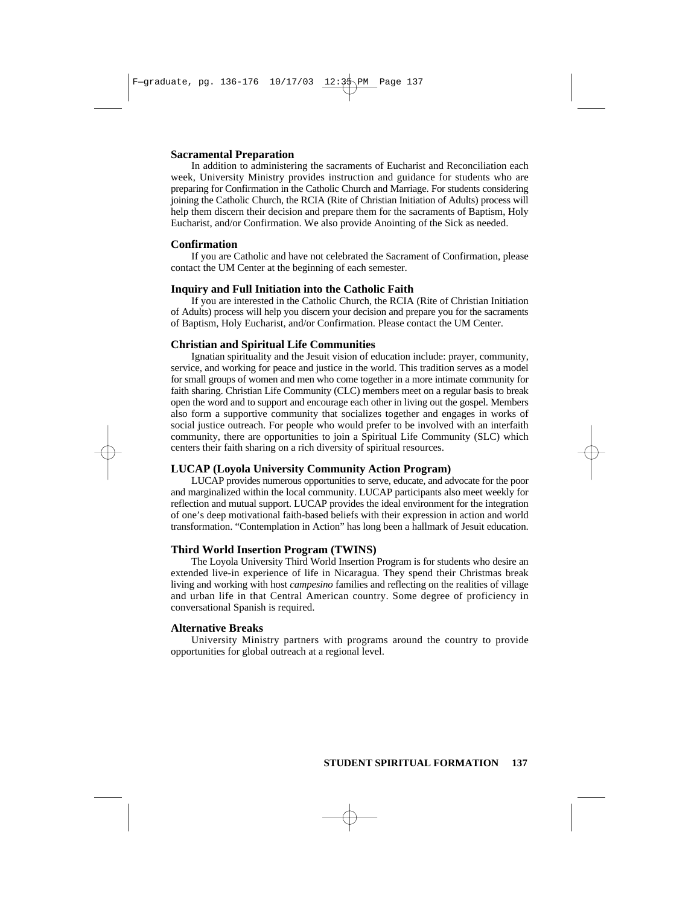### Sacramental Preparation

In addition to administering the sacraments of Eucharist and Reconciliation each week, University Ministry provides instruction and guidance for students who are preparing for Confirmation in the Catholic Church and Marriage. For students considering joining the Catholic Church, the RCIA (Rite of Christian Initiation of Adults) process will help them discern their decision and prepare them for the sacraments of Baptism, Holy Eucharist, and/or Confirmation. We also provide Anointing of the Sick as needed.

### Confirmation

If you are Catholic and have not celebrated the Sacrament of Confirmation, please contact the UM Center at the beginning of each semester.

### Inquiry and Full Initiation into the Catholic Faith

If you are interested in the Catholic Church, the RCIA (Rite of Christian Initiation of Adults) process will help you discern your decision and prepare you for the sacraments of Baptism, Holy Eucharist, and/or Confirmation. Please contact the UM Center.

### Christian and Spiritual Life Communities

Ignatian spirituality and the Jesuit vision of education include: prayer, community, service, and working for peace and justice in the world. This tradition serves as a model for small groups of women and men who come together in a more intimate community for faith sharing. Christian Life Community (CLC) members meet on a regular basis to break open the word and to support and encourage each other in living out the gospel. Members also form a supportive community that socializes together and engages in works of social justice outreach. For people who would prefer to be involved with an interfaith community, there are opportunities to join a Spiritual Life Community (SLC) which centers their faith sharing on a rich diversity of spiritual resources.

### LUCAP (Loyola University Community Action Program)

LUCAP provides numerous opportunities to serve, educate, and advocate for the poor and marginalized within the local community. LUCAP participants also meet weekly for reflection and mutual support. LUCAP provides the ideal environment for the integration of one's deep motivational faith-based beliefs with their expression in action and world transformation. "Contemplation in Action" has long been a hallmark of Jesuit education.

### Third World Insertion Program (TWINS)

The Loyola University Third World Insertion Program is for students who desire an extended live-in experience of life in Nicaragua. They spend their Christmas break living and working with host *campesino* families and reflecting on the realities of village and urban life in that Central American country. Some degree of proficiency in conversational Spanish is required.

### Alternative Breaks

University Ministry partners with programs around the country to provide opportunities for global outreach at a regional level.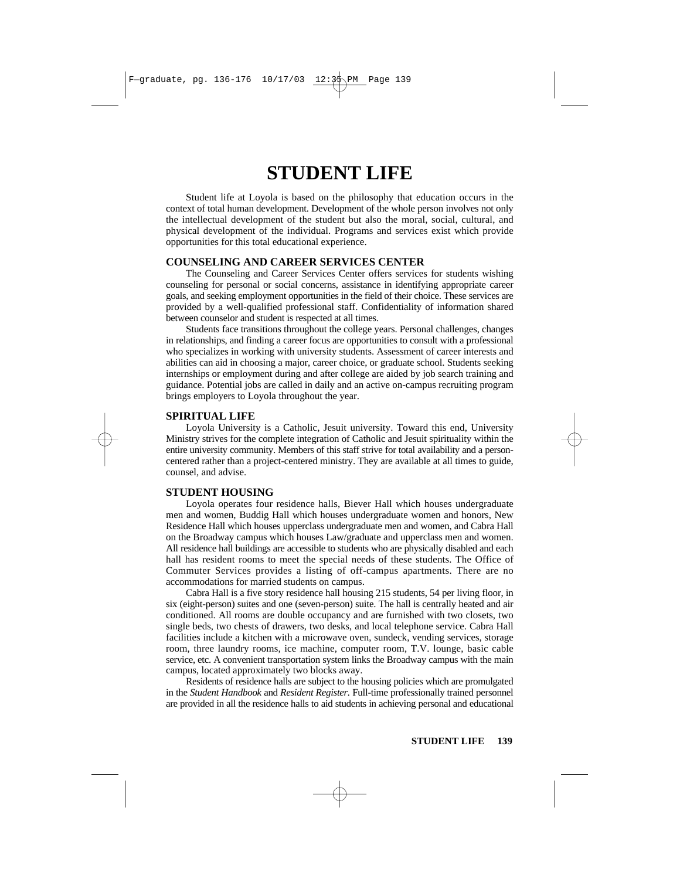# STUDENT LIFE

Student life at Loyola is based on the philosophy that education occurs in the context of total human development. Development of the whole person involves not only the intellectual development of the student but also the moral, social, cultural, and physical development of the individual. Programs and services exist which provide opportunities for this total educational experience.

## COUNSELING AND CAREER SERVICES CENTER

The Counseling and Career Services Center offers services for students wishing counseling for personal or social concerns, assistance in identifying appropriate career goals, and seeking employment opportunities in the field of their choice. These services are provided by a well-qualified professional staff. Confidentiality of information shared between counselor and student is respected at all times.

Students face transitions throughout the college years. Personal challenges, changes in relationships, and finding a career focus are opportunities to consult with a professional who specializes in working with university students. Assessment of career interests and abilities can aid in choosing a major, career choice, or graduate school. Students seeking internships or employment during and after college are aided by job search training and guidance. Potential jobs are called in daily and an active on-campus recruiting program brings employers to Loyola throughout the year.

## SPIRITUAL LIFE

Loyola University is a Catholic, Jesuit university. Toward this end, University Ministry strives for the complete integration of Catholic and Jesuit spirituality within the entire university community. Members of this staff strive for total availability and a person-centered rather than a project-centered ministry. They are available at all times to guide, counsel, and advise.

## STUDENT HOUSING

Loyola operates four residence halls, Biever Hall which houses undergraduate men and women, Buddig Hall which houses undergraduate women and honors, New Residence Hall which houses upperclass undergraduate men and women, and Cabra Hall on the Broadway campus which houses Law/graduate and upperclass men and women. All residence hall buildings are accessible to students who are physically disabled and each hall has resident rooms to meet the special needs of these students. The Office of Commuter Services provides a listing of off-campus apartments. There are no accommodations for married students on campus.

Cabra Hall is a five story residence hall housing 215 students, 54 per living floor, in six (eight-person) suites and one (seven-person) suite. The hall is centrally heated and air conditioned. All rooms are double occupancy and are furnished with two closets, two single beds, two chests of drawers, two desks, and local telephone service. Cabra Hall facilities include a kitchen with a microwave oven, sundeck, vending services, storage room, three laundry rooms, ice machine, computer room, T.V. lounge, basic cable service, etc. A convenient transportation system links the Broadway campus with the main campus, located approximately two blocks away.

Residents of residence halls are subject to the housing policies which are promulgated in the *Student Handbook* and *Resident Register.* Full-time professionally trained personnel are provided in all the residence halls to aid students in achieving personal and educational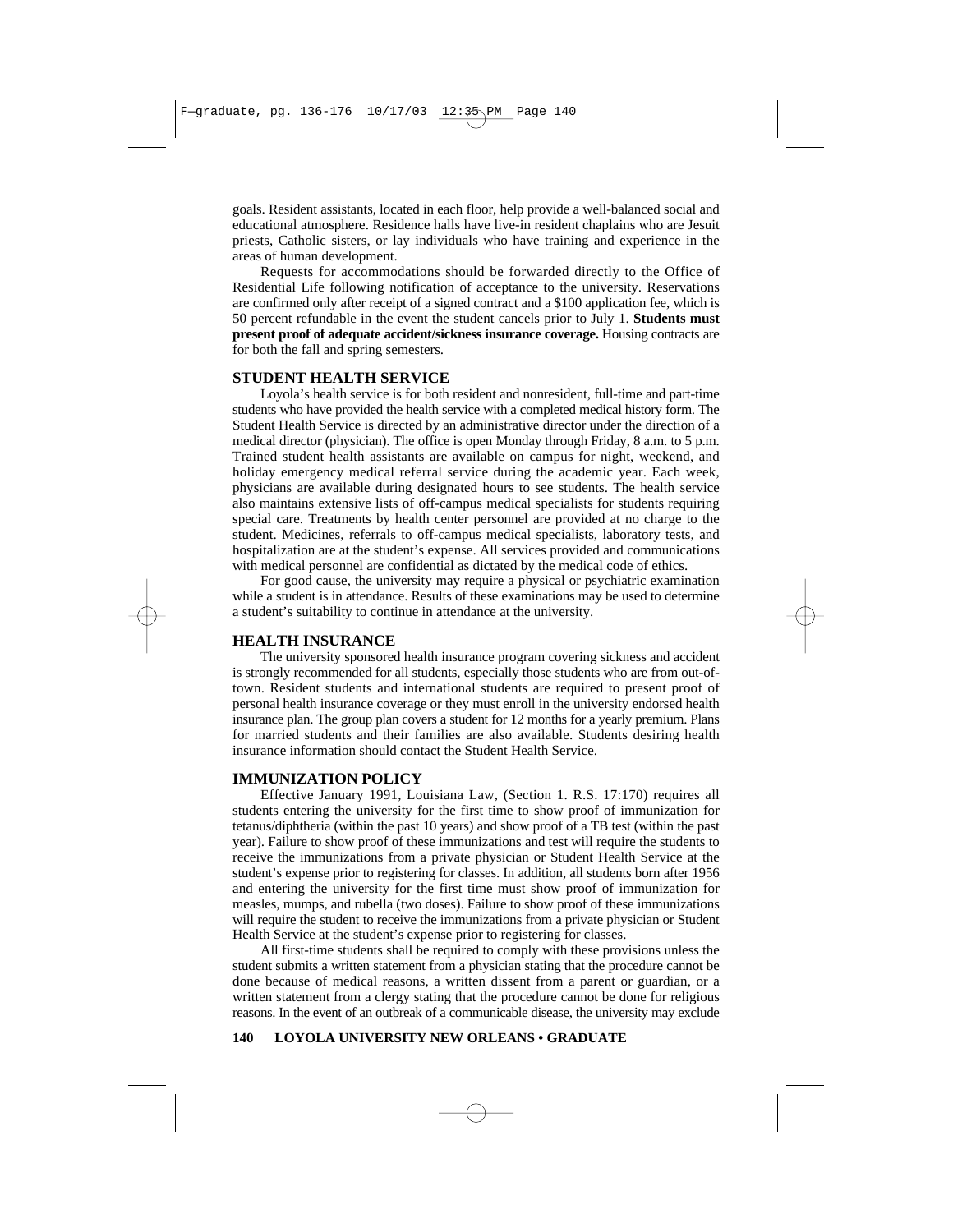goals. Resident assistants, located in each floor, help provide a well-balanced social and educational atmosphere. Residence halls have live-in resident chaplains who are Jesuit priests, Catholic sisters, or lay individuals who have training and experience in the areas of human development.

Requests for accommodations should be forwarded directly to the Office of Residential Life following notification of acceptance to the university. Reservations are confirmed only after receipt of a signed contract and a $100 application fee, which is 50 percent refundable in the event the student cancels prior to July 1. **Students must present proof of adequate accident/sickness insurance coverage.** Housing contracts are for both the fall and spring semesters.

## STUDENT HEALTH SERVICE

Loyola's health service is for both resident and nonresident, full-time and part-time students who have provided the health service with a completed medical history form. The Student Health Service is directed by an administrative director under the direction of a medical director (physician). The office is open Monday through Friday, 8 a.m. to 5 p.m. Trained student health assistants are available on campus for night, weekend, and holiday emergency medical referral service during the academic year. Each week, physicians are available during designated hours to see students. The health service also maintains extensive lists of off-campus medical specialists for students requiring special care. Treatments by health center personnel are provided at no charge to the student. Medicines, referrals to off-campus medical specialists, laboratory tests, and hospitalization are at the student's expense. All services provided and communications with medical personnel are confidential as dictated by the medical code of ethics.

For good cause, the university may require a physical or psychiatric examination while a student is in attendance. Results of these examinations may be used to determine a student's suitability to continue in attendance at the university.

## HEALTH INSURANCE

The university sponsored health insurance program covering sickness and accident is strongly recommended for all students, especially those students who are from out-of-town. Resident students and international students are required to present proof of personal health insurance coverage or they must enroll in the university endorsed health insurance plan. The group plan covers a student for 12 months for a yearly premium. Plans for married students and their families are also available. Students desiring health insurance information should contact the Student Health Service.

## IMMUNIZATION POLICY

Effective January 1991, Louisiana Law, (Section 1. R.S. 17:170) requires all students entering the university for the first time to show proof of immunization for tetanus/diphtheria (within the past 10 years) and show proof of a TB test (within the past year). Failure to show proof of these immunizations and test will require the students to receive the immunizations from a private physician or Student Health Service at the student's expense prior to registering for classes. In addition, all students born after 1956 and entering the university for the first time must show proof of immunization for measles, mumps, and rubella (two doses). Failure to show proof of these immunizations will require the student to receive the immunizations from a private physician or Student Health Service at the student's expense prior to registering for classes.

All first-time students shall be required to comply with these provisions unless the student submits a written statement from a physician stating that the procedure cannot be done because of medical reasons, a written dissent from a parent or guardian, or a written statement from a clergy stating that the procedure cannot be done for religious reasons. In the event of an outbreak of a communicable disease, the university may exclude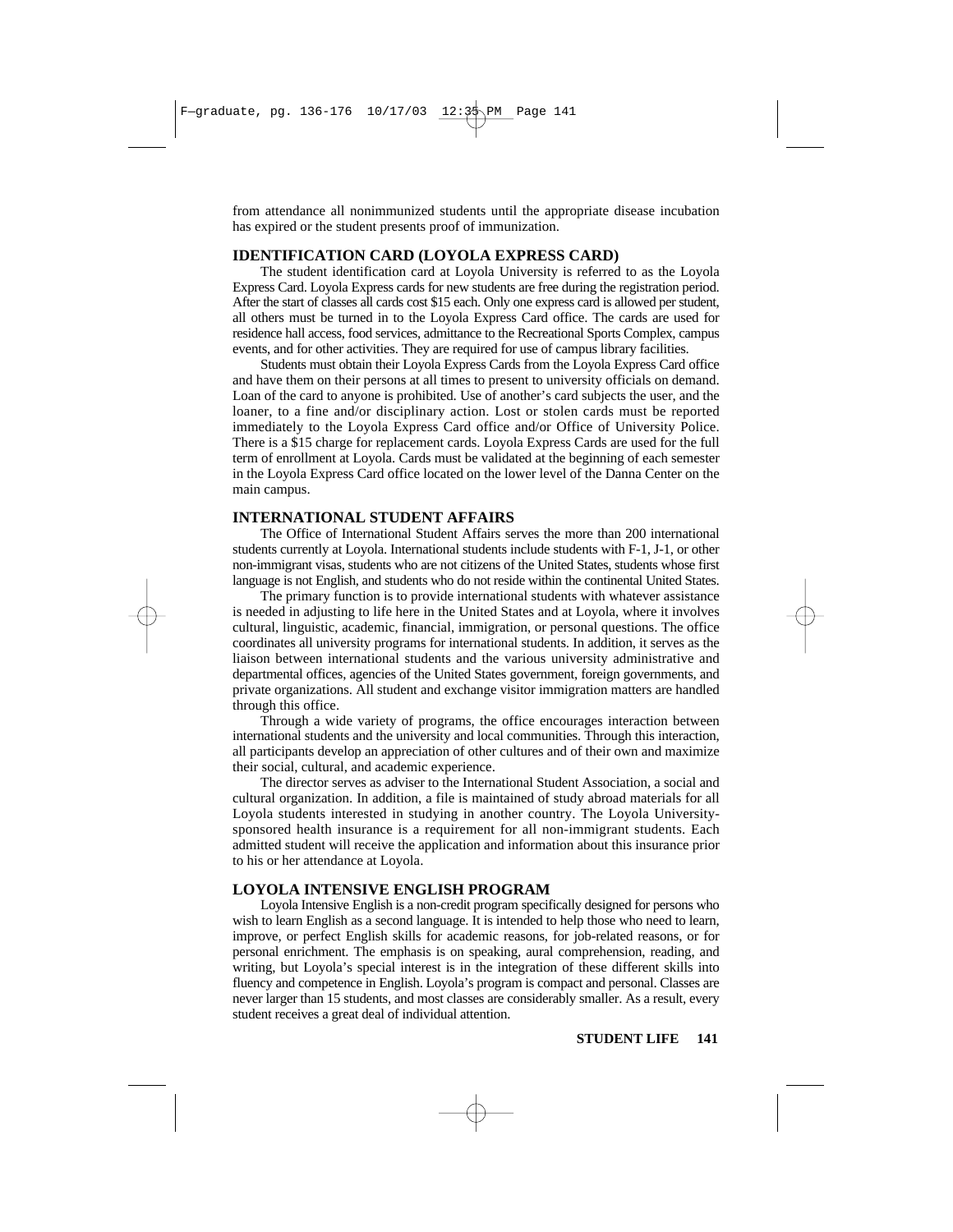from attendance all nonimmunized students until the appropriate disease incubation has expired or the student presents proof of immunization.

## IDENTIFICATION CARD (LOYOLA EXPRESS CARD)

The student identification card at Loyola University is referred to as the Loyola Express Card. Loyola Express cards for new students are free during the registration period. After the start of classes all cards cost $15 each. Only one express card is allowed per student, all others must be turned in to the Loyola Express Card office. The cards are used for residence hall access, food services, admittance to the Recreational Sports Complex, campus events, and for other activities. They are required for use of campus library facilities.

Students must obtain their Loyola Express Cards from the Loyola Express Card office and have them on their persons at all times to present to university officials on demand. Loan of the card to anyone is prohibited. Use of another's card subjects the user, and the loaner, to a fine and/or disciplinary action. Lost or stolen cards must be reported immediately to the Loyola Express Card office and/or Office of University Police. There is a $15 charge for replacement cards. Loyola Express Cards are used for the full term of enrollment at Loyola. Cards must be validated at the beginning of each semester in the Loyola Express Card office located on the lower level of the Danna Center on the main campus.

## INTERNATIONAL STUDENT AFFAIRS

The Office of International Student Affairs serves the more than 200 international students currently at Loyola. International students include students with F-1, J-1, or other non-immigrant visas, students who are not citizens of the United States, students whose first language is not English, and students who do not reside within the continental United States.

The primary function is to provide international students with whatever assistance is needed in adjusting to life here in the United States and at Loyola, where it involves cultural, linguistic, academic, financial, immigration, or personal questions. The office coordinates all university programs for international students. In addition, it serves as the liaison between international students and the various university administrative and departmental offices, agencies of the United States government, foreign governments, and private organizations. All student and exchange visitor immigration matters are handled through this office.

Through a wide variety of programs, the office encourages interaction between international students and the university and local communities. Through this interaction, all participants develop an appreciation of other cultures and of their own and maximize their social, cultural, and academic experience.

The director serves as adviser to the International Student Association, a social and cultural organization. In addition, a file is maintained of study abroad materials for all Loyola students interested in studying in another country. The Loyola University-sponsored health insurance is a requirement for all non-immigrant students. Each admitted student will receive the application and information about this insurance prior to his or her attendance at Loyola.

## LOYOLA INTENSIVE ENGLISH PROGRAM

Loyola Intensive English is a non-credit program specifically designed for persons who wish to learn English as a second language. It is intended to help those who need to learn, improve, or perfect English skills for academic reasons, for job-related reasons, or for personal enrichment. The emphasis is on speaking, aural comprehension, reading, and writing, but Loyola's special interest is in the integration of these different skills into fluency and competence in English. Loyola's program is compact and personal. Classes are never larger than 15 students, and most classes are considerably smaller. As a result, every student receives a great deal of individual attention.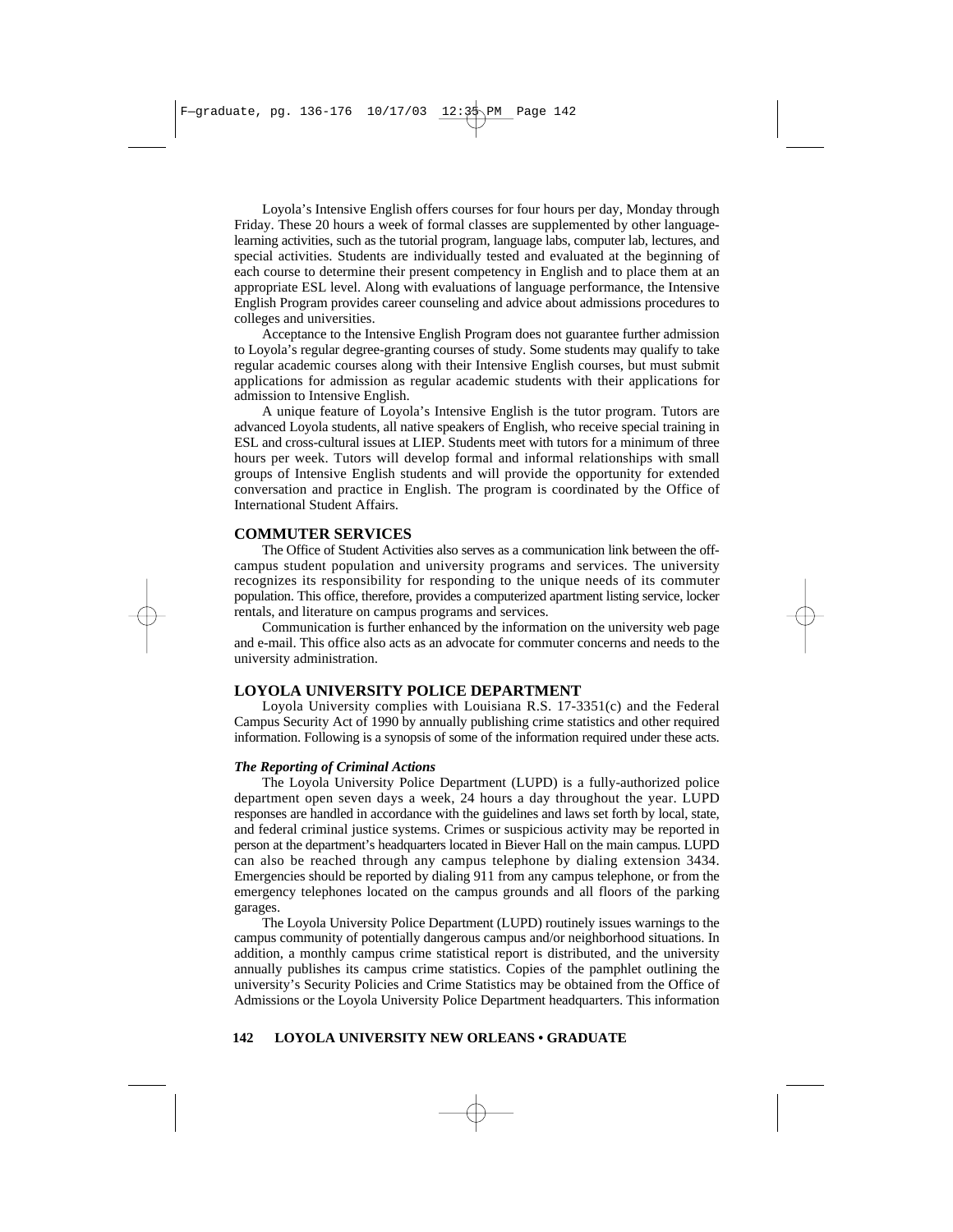Loyola's Intensive English offers courses for four hours per day, Monday through Friday. These 20 hours a week of formal classes are supplemented by other language-learning activities, such as the tutorial program, language labs, computer lab, lectures, and special activities. Students are individually tested and evaluated at the beginning of each course to determine their present competency in English and to place them at an appropriate ESL level. Along with evaluations of language performance, the Intensive English Program provides career counseling and advice about admissions procedures to colleges and universities.

Acceptance to the Intensive English Program does not guarantee further admission to Loyola's regular degree-granting courses of study. Some students may qualify to take regular academic courses along with their Intensive English courses, but must submit applications for admission as regular academic students with their applications for admission to Intensive English.

A unique feature of Loyola's Intensive English is the tutor program. Tutors are advanced Loyola students, all native speakers of English, who receive special training in ESL and cross-cultural issues at LIEP. Students meet with tutors for a minimum of three hours per week. Tutors will develop formal and informal relationships with small groups of Intensive English students and will provide the opportunity for extended conversation and practice in English. The program is coordinated by the Office of International Student Affairs.

## COMMUTER SERVICES

The Office of Student Activities also serves as a communication link between the off-campus student population and university programs and services. The university recognizes its responsibility for responding to the unique needs of its commuter population. This office, therefore, provides a computerized apartment listing service, locker rentals, and literature on campus programs and services.

Communication is further enhanced by the information on the university web page and e-mail. This office also acts as an advocate for commuter concerns and needs to the university administration.

## LOYOLA UNIVERSITY POLICE DEPARTMENT

Loyola University complies with Louisiana R.S. 17-3351(c) and the Federal Campus Security Act of 1990 by annually publishing crime statistics and other required information. Following is a synopsis of some of the information required under these acts.

### *The Reporting of Criminal Actions*

The Loyola University Police Department (LUPD) is a fully-authorized police department open seven days a week, 24 hours a day throughout the year. LUPD responses are handled in accordance with the guidelines and laws set forth by local, state, and federal criminal justice systems. Crimes or suspicious activity may be reported in person at the department's headquarters located in Biever Hall on the main campus. LUPD can also be reached through any campus telephone by dialing extension 3434. Emergencies should be reported by dialing 911 from any campus telephone, or from the emergency telephones located on the campus grounds and all floors of the parking garages.

The Loyola University Police Department (LUPD) routinely issues warnings to the campus community of potentially dangerous campus and/or neighborhood situations. In addition, a monthly campus crime statistical report is distributed, and the university annually publishes its campus crime statistics. Copies of the pamphlet outlining the university's Security Policies and Crime Statistics may be obtained from the Office of Admissions or the Loyola University Police Department headquarters. This information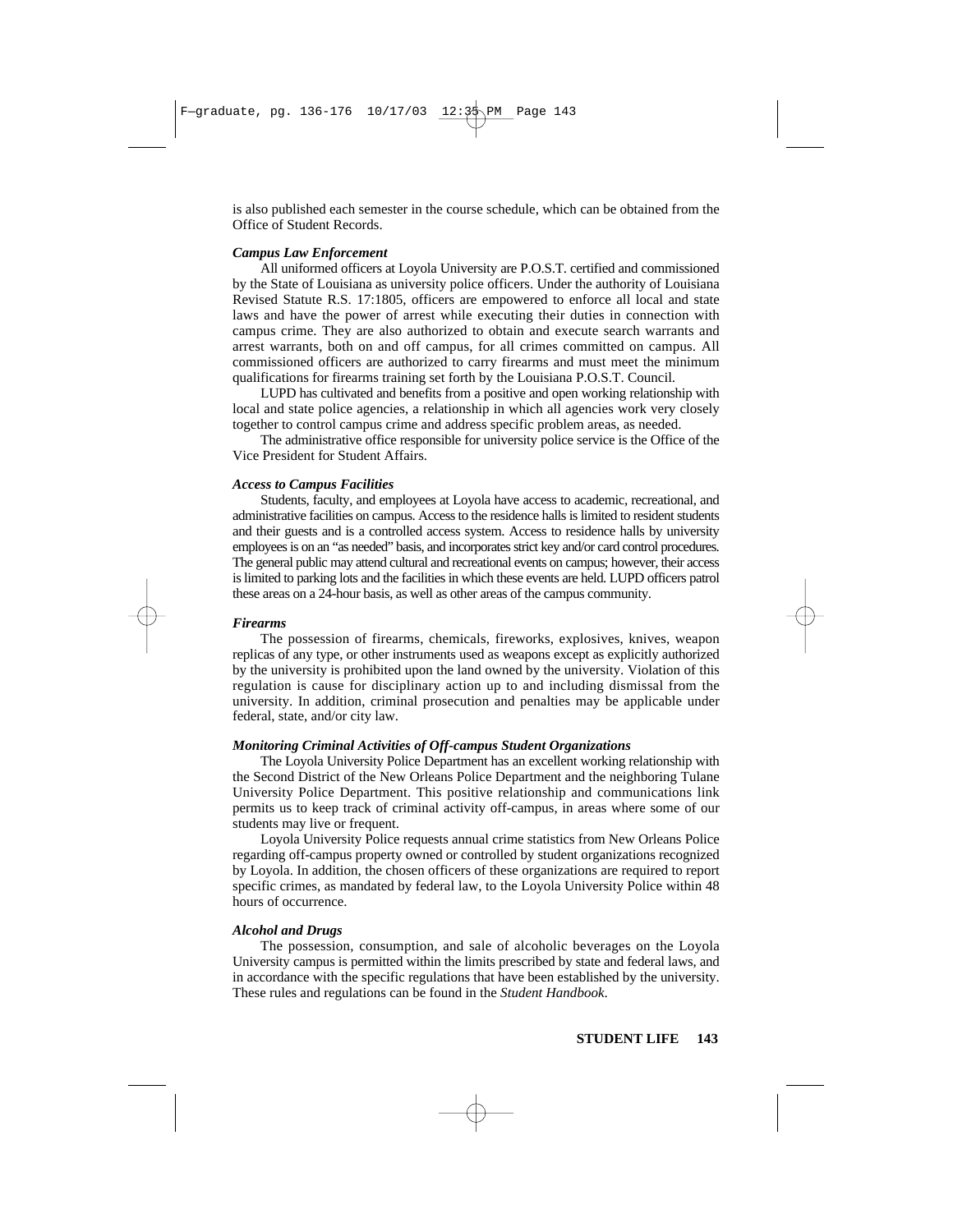is also published each semester in the course schedule, which can be obtained from the Office of Student Records.

***Campus Law Enforcement***

All uniformed officers at Loyola University are P.O.S.T. certified and commissioned by the State of Louisiana as university police officers. Under the authority of Louisiana Revised Statute R.S. 17:1805, officers are empowered to enforce all local and state laws and have the power of arrest while executing their duties in connection with campus crime. They are also authorized to obtain and execute search warrants and arrest warrants, both on and off campus, for all crimes committed on campus. All commissioned officers are authorized to carry firearms and must meet the minimum qualifications for firearms training set forth by the Louisiana P.O.S.T. Council.

LUPD has cultivated and benefits from a positive and open working relationship with local and state police agencies, a relationship in which all agencies work very closely together to control campus crime and address specific problem areas, as needed.

The administrative office responsible for university police service is the Office of the Vice President for Student Affairs.

***Access to Campus Facilities***

Students, faculty, and employees at Loyola have access to academic, recreational, and administrative facilities on campus. Access to the residence halls is limited to resident students and their guests and is a controlled access system. Access to residence halls by university employees is on an "as needed" basis, and incorporates strict key and/or card control procedures. The general public may attend cultural and recreational events on campus; however, their access is limited to parking lots and the facilities in which these events are held. LUPD officers patrol these areas on a 24-hour basis, as well as other areas of the campus community.

***Firearms***

The possession of firearms, chemicals, fireworks, explosives, knives, weapon replicas of any type, or other instruments used as weapons except as explicitly authorized by the university is prohibited upon the land owned by the university. Violation of this regulation is cause for disciplinary action up to and including dismissal from the university. In addition, criminal prosecution and penalties may be applicable under federal, state, and/or city law.

***Monitoring Criminal Activities of Off-campus Student Organizations***

The Loyola University Police Department has an excellent working relationship with the Second District of the New Orleans Police Department and the neighboring Tulane University Police Department. This positive relationship and communications link permits us to keep track of criminal activity off-campus, in areas where some of our students may live or frequent.

Loyola University Police requests annual crime statistics from New Orleans Police regarding off-campus property owned or controlled by student organizations recognized by Loyola. In addition, the chosen officers of these organizations are required to report specific crimes, as mandated by federal law, to the Loyola University Police within 48 hours of occurrence.

***Alcohol and Drugs***

The possession, consumption, and sale of alcoholic beverages on the Loyola University campus is permitted within the limits prescribed by state and federal laws, and in accordance with the specific regulations that have been established by the university. These rules and regulations can be found in the *Student Handbook*.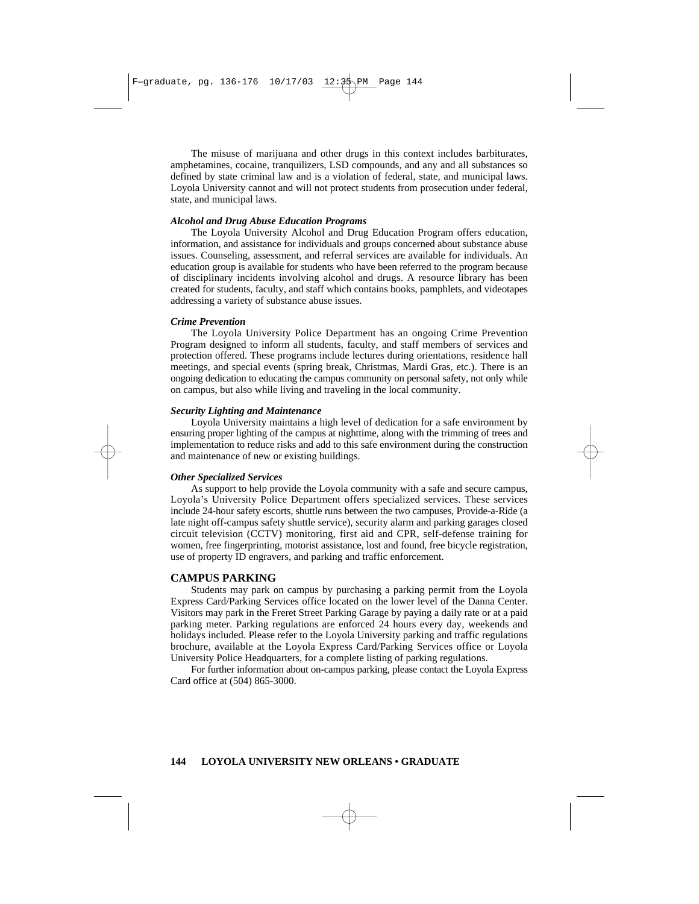The misuse of marijuana and other drugs in this context includes barbiturates, amphetamines, cocaine, tranquilizers, LSD compounds, and any and all substances so defined by state criminal law and is a violation of federal, state, and municipal laws. Loyola University cannot and will not protect students from prosecution under federal, state, and municipal laws.

***Alcohol and Drug Abuse Education Programs***

The Loyola University Alcohol and Drug Education Program offers education, information, and assistance for individuals and groups concerned about substance abuse issues. Counseling, assessment, and referral services are available for individuals. An education group is available for students who have been referred to the program because of disciplinary incidents involving alcohol and drugs. A resource library has been created for students, faculty, and staff which contains books, pamphlets, and videotapes addressing a variety of substance abuse issues.

***Crime Prevention***

The Loyola University Police Department has an ongoing Crime Prevention Program designed to inform all students, faculty, and staff members of services and protection offered. These programs include lectures during orientations, residence hall meetings, and special events (spring break, Christmas, Mardi Gras, etc.). There is an ongoing dedication to educating the campus community on personal safety, not only while on campus, but also while living and traveling in the local community.

***Security Lighting and Maintenance***

Loyola University maintains a high level of dedication for a safe environment by ensuring proper lighting of the campus at nighttime, along with the trimming of trees and implementation to reduce risks and add to this safe environment during the construction and maintenance of new or existing buildings.

***Other Specialized Services***

As support to help provide the Loyola community with a safe and secure campus, Loyola's University Police Department offers specialized services. These services include 24-hour safety escorts, shuttle runs between the two campuses, Provide-a-Ride (a late night off-campus safety shuttle service), security alarm and parking garages closed circuit television (CCTV) monitoring, first aid and CPR, self-defense training for women, free fingerprinting, motorist assistance, lost and found, free bicycle registration, use of property ID engravers, and parking and traffic enforcement.

## CAMPUS PARKING

Students may park on campus by purchasing a parking permit from the Loyola Express Card/Parking Services office located on the lower level of the Danna Center. Visitors may park in the Freret Street Parking Garage by paying a daily rate or at a paid parking meter. Parking regulations are enforced 24 hours every day, weekends and holidays included. Please refer to the Loyola University parking and traffic regulations brochure, available at the Loyola Express Card/Parking Services office or Loyola University Police Headquarters, for a complete listing of parking regulations.

For further information about on-campus parking, please contact the Loyola Express Card office at (504) 865-3000.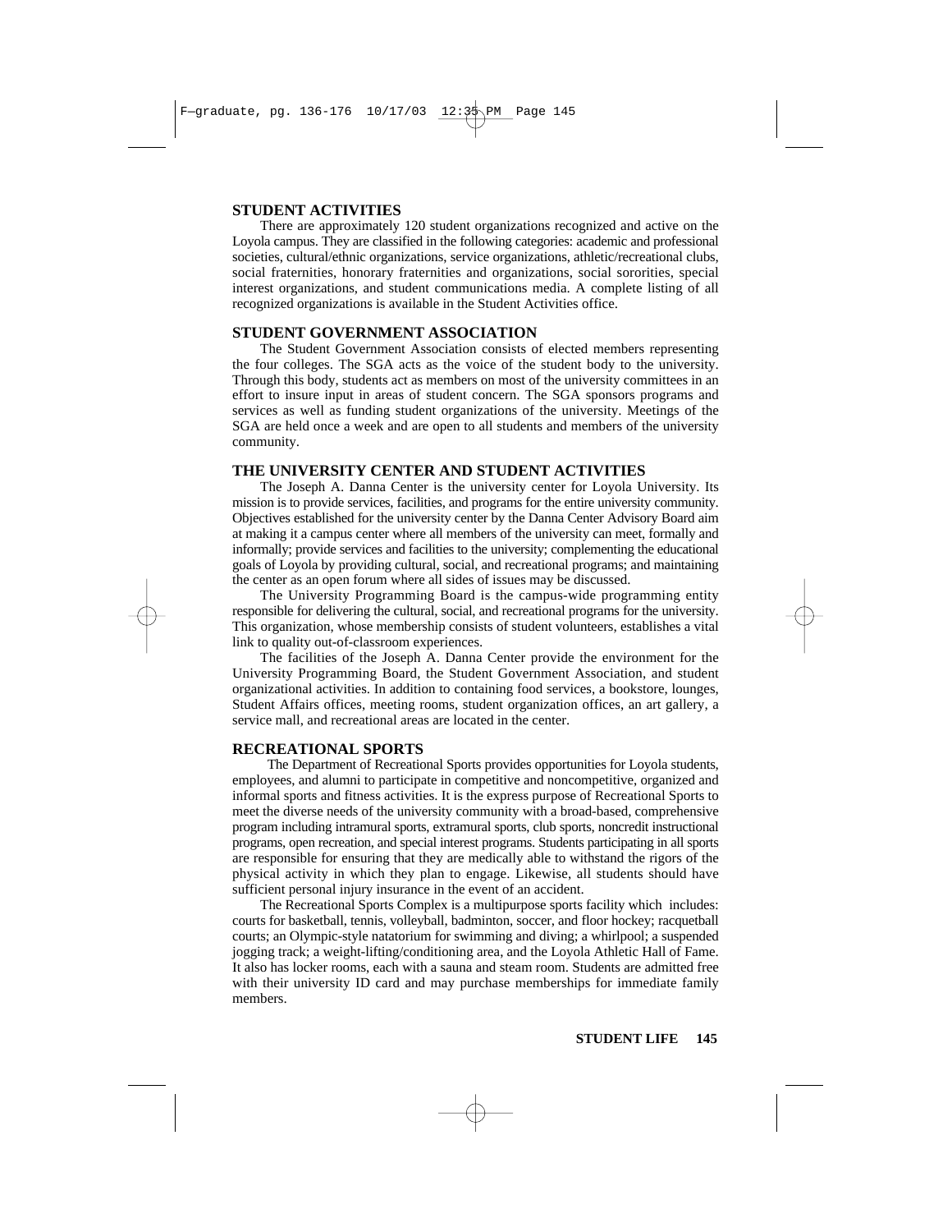## STUDENT ACTIVITIES

There are approximately 120 student organizations recognized and active on the Loyola campus. They are classified in the following categories: academic and professional societies, cultural/ethnic organizations, service organizations, athletic/recreational clubs, social fraternities, honorary fraternities and organizations, social sororities, special interest organizations, and student communications media. A complete listing of all recognized organizations is available in the Student Activities office.

## STUDENT GOVERNMENT ASSOCIATION

The Student Government Association consists of elected members representing the four colleges. The SGA acts as the voice of the student body to the university. Through this body, students act as members on most of the university committees in an effort to insure input in areas of student concern. The SGA sponsors programs and services as well as funding student organizations of the university. Meetings of the SGA are held once a week and are open to all students and members of the university community.

## THE UNIVERSITY CENTER AND STUDENT ACTIVITIES

The Joseph A. Danna Center is the university center for Loyola University. Its mission is to provide services, facilities, and programs for the entire university community. Objectives established for the university center by the Danna Center Advisory Board aim at making it a campus center where all members of the university can meet, formally and informally; provide services and facilities to the university; complementing the educational goals of Loyola by providing cultural, social, and recreational programs; and maintaining the center as an open forum where all sides of issues may be discussed.

The University Programming Board is the campus-wide programming entity responsible for delivering the cultural, social, and recreational programs for the university. This organization, whose membership consists of student volunteers, establishes a vital link to quality out-of-classroom experiences.

The facilities of the Joseph A. Danna Center provide the environment for the University Programming Board, the Student Government Association, and student organizational activities. In addition to containing food services, a bookstore, lounges, Student Affairs offices, meeting rooms, student organization offices, an art gallery, a service mall, and recreational areas are located in the center.

## RECREATIONAL SPORTS

The Department of Recreational Sports provides opportunities for Loyola students, employees, and alumni to participate in competitive and noncompetitive, organized and informal sports and fitness activities. It is the express purpose of Recreational Sports to meet the diverse needs of the university community with a broad-based, comprehensive program including intramural sports, extramural sports, club sports, noncredit instructional programs, open recreation, and special interest programs. Students participating in all sports are responsible for ensuring that they are medically able to withstand the rigors of the physical activity in which they plan to engage. Likewise, all students should have sufficient personal injury insurance in the event of an accident.

The Recreational Sports Complex is a multipurpose sports facility which includes: courts for basketball, tennis, volleyball, badminton, soccer, and floor hockey; racquetball courts; an Olympic-style natatorium for swimming and diving; a whirlpool; a suspended jogging track; a weight-lifting/conditioning area, and the Loyola Athletic Hall of Fame. It also has locker rooms, each with a sauna and steam room. Students are admitted free with their university ID card and may purchase memberships for immediate family members.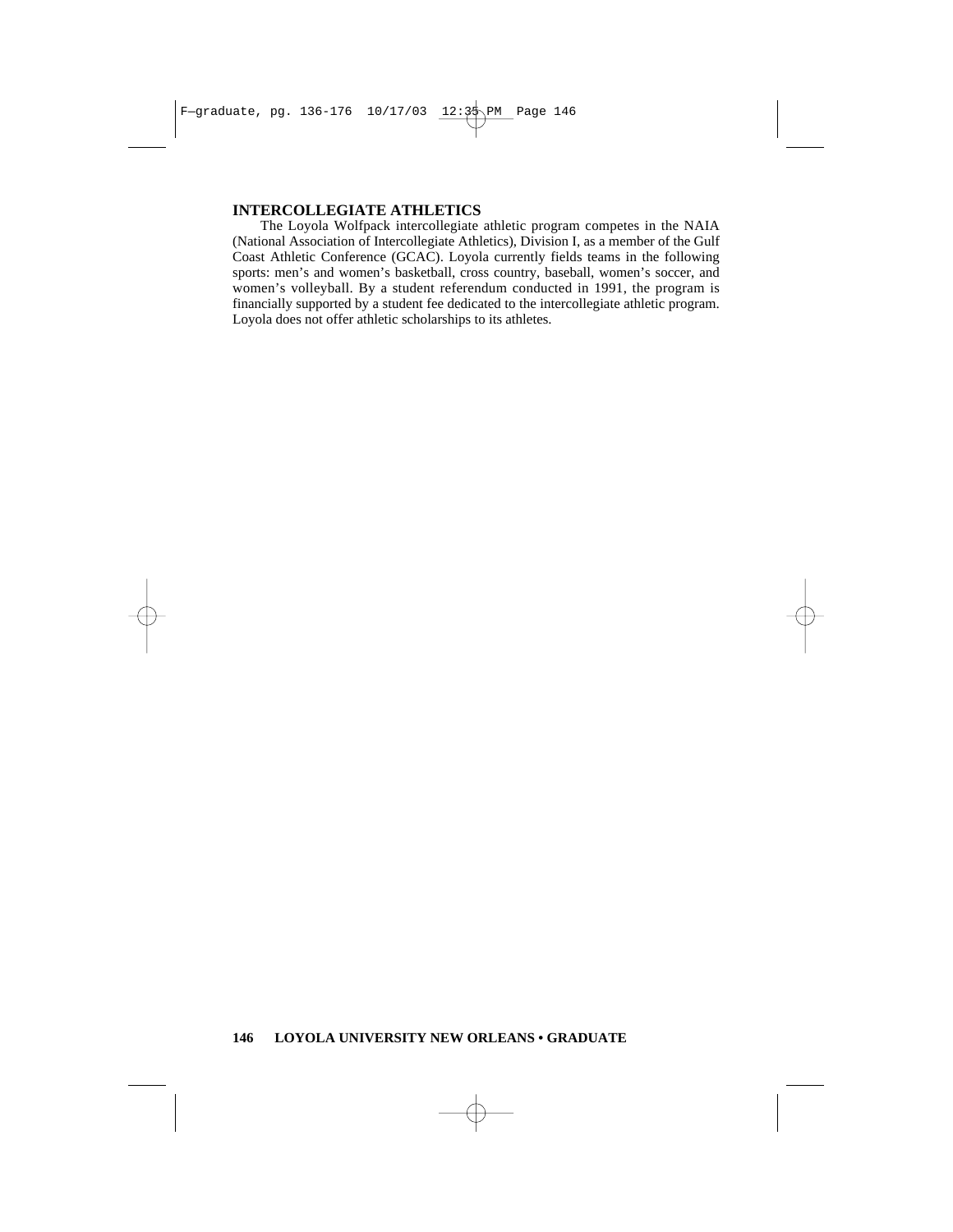## INTERCOLLEGIATE ATHLETICS

The Loyola Wolfpack intercollegiate athletic program competes in the NAIA (National Association of Intercollegiate Athletics), Division I, as a member of the Gulf Coast Athletic Conference (GCAC). Loyola currently fields teams in the following sports: men's and women's basketball, cross country, baseball, women's soccer, and women's volleyball. By a student referendum conducted in 1991, the program is financially supported by a student fee dedicated to the intercollegiate athletic program. Loyola does not offer athletic scholarships to its athletes.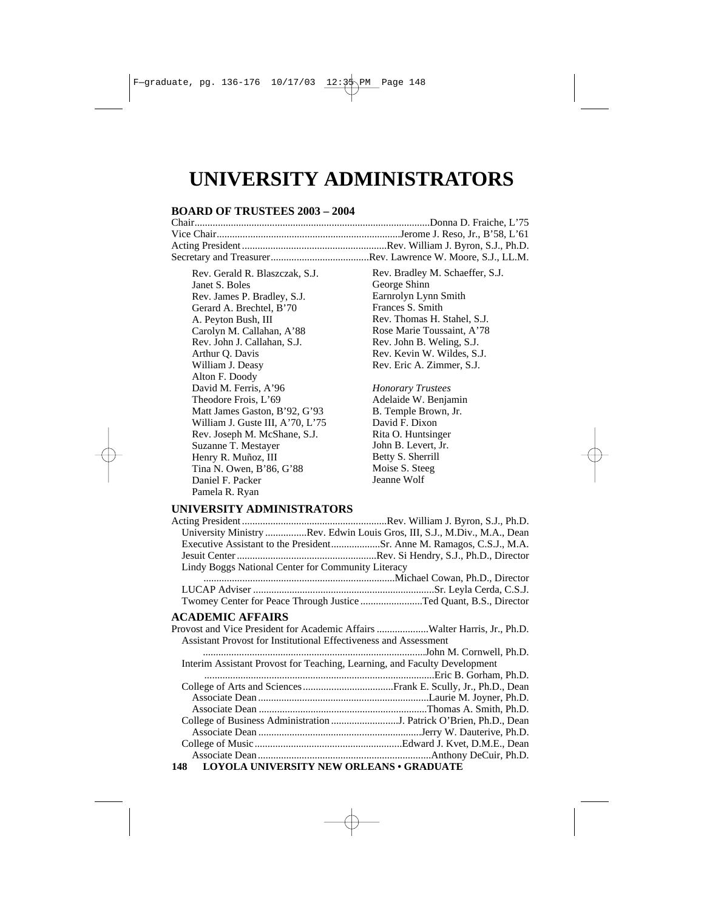# UNIVERSITY ADMINISTRATORS

## BOARD OF TRUSTEES 2003 – 2004

Chair..........Donna D. Fraiche, L'75
Vice Chair..........Jerome J. Reso, Jr., B'58, L'61
Acting President..........Rev. William J. Byron, S.J., Ph.D.
Secretary and Treasurer..........Rev. Lawrence W. Moore, S.J., LL.M.

Rev. Gerald R. Blaszczak, S.J.
Janet S. Boles
Rev. James P. Bradley, S.J.
Gerard A. Brechtel, B'70
A. Peyton Bush, III
Carolyn M. Callahan, A'88
Rev. John J. Callahan, S.J.
Arthur Q. Davis
William J. Deasy
Alton F. Doody
David M. Ferris, A'96
Theodore Frois, L'69
Matt James Gaston, B'92, G'93
William J. Guste III, A'70, L'75
Rev. Joseph M. McShane, S.J.
Suzanne T. Mestayer
Henry R. Muñoz, III
Tina N. Owen, B'86, G'88
Daniel F. Packer
Pamela R. Ryan
Rev. Bradley M. Schaeffer, S.J.
George Shinn
Earnrolyn Lynn Smith
Frances S. Smith
Rev. Thomas H. Stahel, S.J.
Rose Marie Toussaint, A'78
Rev. John B. Weling, S.J.
Rev. Kevin W. Wildes, S.J.
Rev. Eric A. Zimmer, S.J.

*Honorary Trustees*

Adelaide W. Benjamin
B. Temple Brown, Jr.
David F. Dixon
Rita O. Huntsinger
John B. Levert, Jr.
Betty S. Sherrill
Moise S. Steeg
Jeanne Wolf

## UNIVERSITY ADMINISTRATORS

Acting President..........Rev. William J. Byron, S.J., Ph.D.
University Ministry..........Rev. Edwin Louis Gros, III, S.J., M.Div., M.A., Dean
Executive Assistant to the President..........Sr. Anne M. Ramagos, C.S.J., M.A.
Jesuit Center..........Rev. Si Hendry, S.J., Ph.D., Director
Lindy Boggs National Center for Community Literacy
..........Michael Cowan, Ph.D., Director
LUCAP Adviser..........Sr. Leyla Cerda, C.S.J.
Twomey Center for Peace Through Justice..........Ted Quant, B.S., Director

## ACADEMIC AFFAIRS

Provost and Vice President for Academic Affairs..........Walter Harris, Jr., Ph.D.
Assistant Provost for Institutional Effectiveness and Assessment
..........John M. Cornwell, Ph.D.
Interim Assistant Provost for Teaching, Learning, and Faculty Development
..........Eric B. Gorham, Ph.D.
College of Arts and Sciences..........Frank E. Scully, Jr., Ph.D., Dean
Associate Dean..........Laurie M. Joyner, Ph.D.
Associate Dean..........Thomas A. Smith, Ph.D.
College of Business Administration..........J. Patrick O'Brien, Ph.D., Dean
Associate Dean..........Jerry W. Dauterive, Ph.D.
College of Music..........Edward J. Kvet, D.M.E., Dean
Associate Dean..........Anthony DeCuir, Ph.D.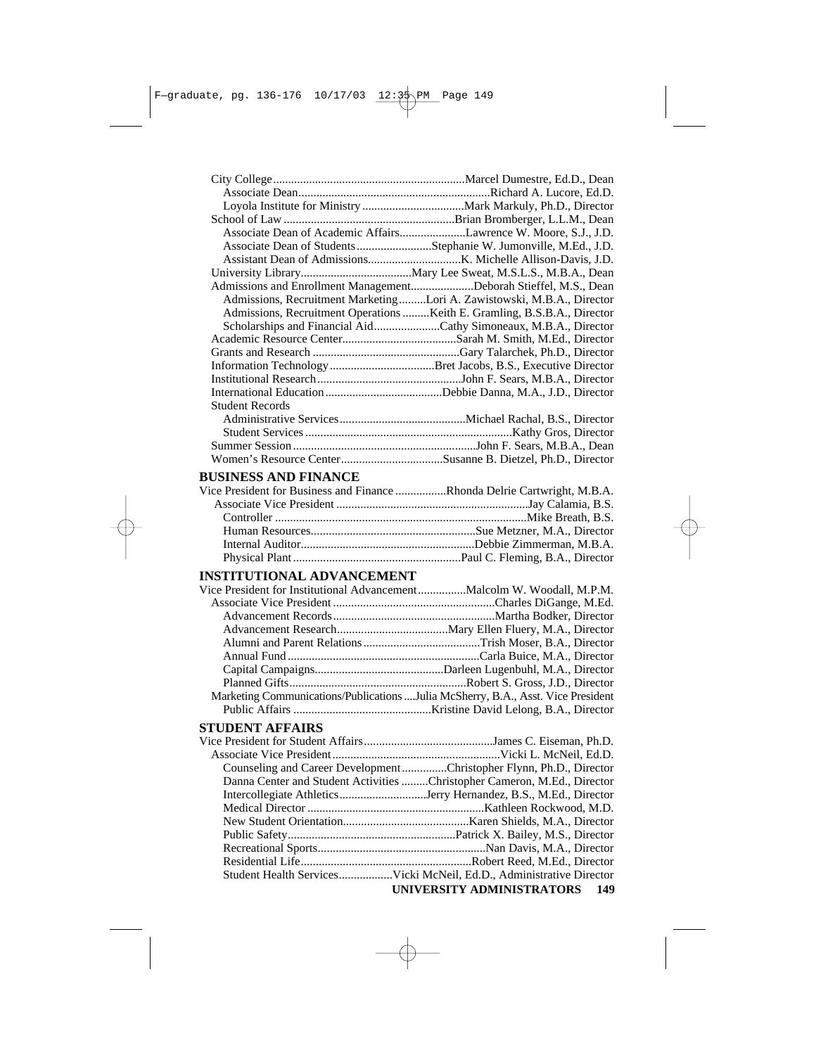City College ................................................................ Marcel Dumestre, Ed.D., Dean
Associate Dean ................................................................ Richard A. Lucore, Ed.D.
Loyola Institute for Ministry .................................. Mark Markuly, Ph.D., Director
School of Law ........................................................ Brian Bromberger, L.L.M., Dean
Associate Dean of Academic Affairs ...................... Lawrence W. Moore, S.J., J.D.
Associate Dean of Students ......................... Stephanie W. Jumonville, M.Ed., J.D.
Assistant Dean of Admissions .............................. K. Michelle Allison-Davis, J.D.
University Library ..................................... Mary Lee Sweat, M.S.L.S., M.B.A., Dean
Admissions and Enrollment Management .................... Deborah Stieffel, M.S., Dean
Admissions, Recruitment Marketing ......... Lori A. Zawistowski, M.B.A., Director
Admissions, Recruitment Operations .......... Keith E. Gramling, B.S.B.A., Director
Scholarships and Financial Aid ...................... Cathy Simoneaux, M.B.A., Director
Academic Resource Center ...................................... Sarah M. Smith, M.Ed., Director
Grants and Research ................................................ Gary Talarchek, Ph.D., Director
Information Technology .................................. Bret Jacobs, B.S., Executive Director
Institutional Research ................................................ John F. Sears, M.B.A., Director
International Education ....................................... Debbie Danna, M.A., J.D., Director
Student Records
Administrative Services .......................................... Michael Rachal, B.S., Director
Student Services .................................................................... Kathy Gros, Director
Summer Session ............................................................ John F. Sears, M.B.A., Dean
Women's Resource Center .................................. Susanne B. Dietzel, Ph.D., Director

## BUSINESS AND FINANCE

Vice President for Business and Finance ................. Rhonda Delrie Cartwright, M.B.A.
Associate Vice President ................................................................ Jay Calamia, B.S.
Controller ................................................................................... Mike Breath, B.S.
Human Resources ...................................................... Sue Metzner, M.A., Director
Internal Auditor .......................................................... Debbie Zimmerman, M.B.A.
Physical Plant ........................................................ Paul C. Fleming, B.A., Director

## INSTITUTIONAL ADVANCEMENT

Vice President for Institutional Advancement ................ Malcolm W. Woodall, M.P.M.
Associate Vice President ..................................................... Charles DiGange, M.Ed.
Advancement Records ...................................................... Martha Bodker, Director
Advancement Research ..................................... Mary Ellen Fluery, M.A., Director
Alumni and Parent Relations ....................................... Trish Moser, B.A., Director
Annual Fund ................................................................ Carla Buice, M.A., Director
Capital Campaigns ........................................... Darleen Lugenbuhl, M.A., Director
Planned Gifts ........................................................... Robert S. Gross, J.D., Director
Marketing Communications/Publications .... Julia McSherry, B.A., Asst. Vice President
Public Affairs .............................................. Kristine David Lelong, B.A., Director

## STUDENT AFFAIRS

Vice President for Student Affairs ........................................... James C. Eiseman, Ph.D.
Associate Vice President ........................................................ Vicki L. McNeil, Ed.D.
Counseling and Career Development ............... Christopher Flynn, Ph.D., Director
Danna Center and Student Activities ......... Christopher Cameron, M.Ed., Director
Intercollegiate Athletics ............................. Jerry Hernandez, B.S., M.Ed., Director
Medical Director ........................................................... Kathleen Rockwood, M.D.
New Student Orientation .......................................... Karen Shields, M.A., Director
Public Safety ........................................................ Patrick X. Bailey, M.S., Director
Recreational Sports ........................................................ Nan Davis, M.A., Director
Residential Life ......................................................... Robert Reed, M.Ed., Director
Student Health Services .................. Vicki McNeil, Ed.D., Administrative Director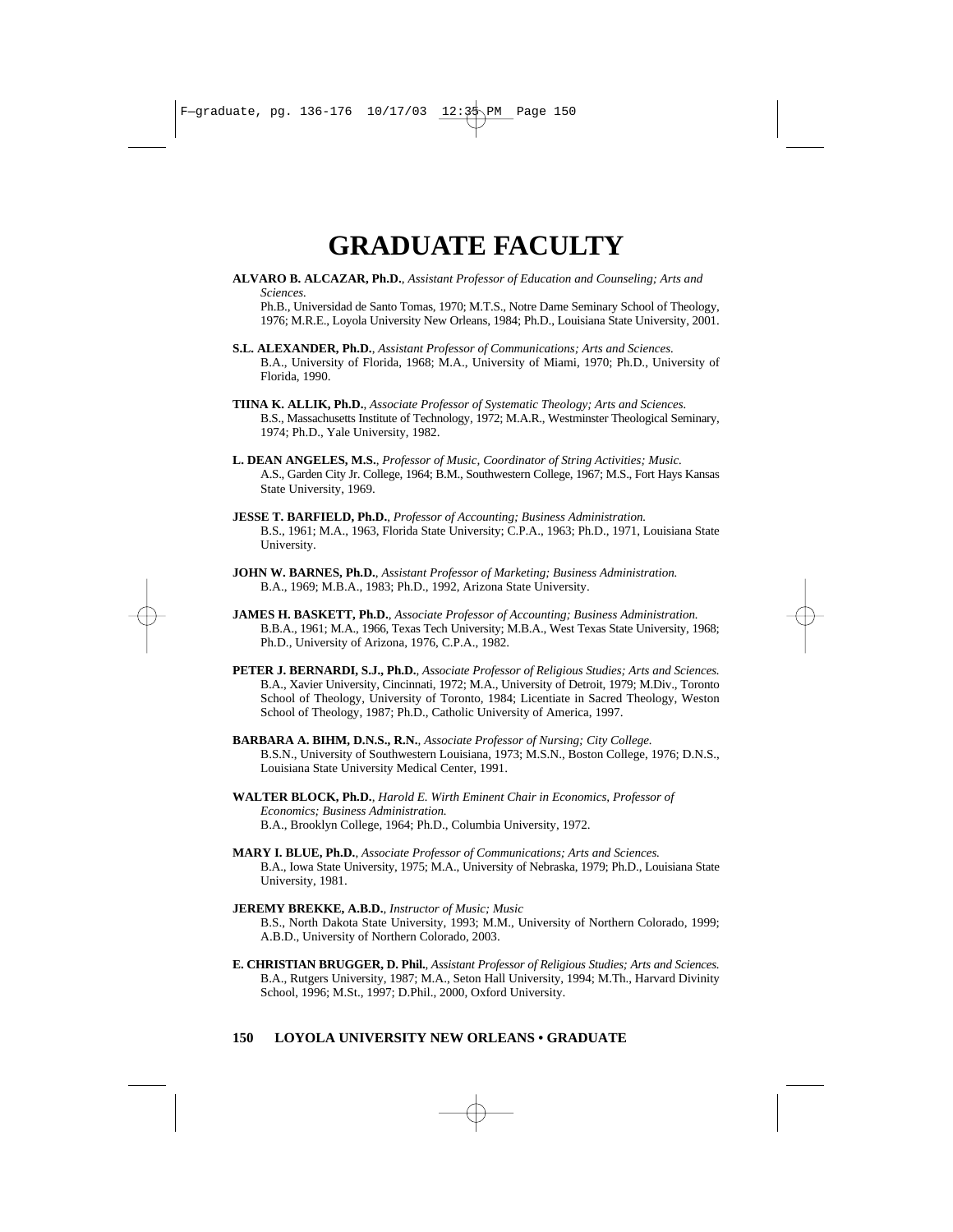# GRADUATE FACULTY

**ALVARO B. ALCAZAR, Ph.D.**, *Assistant Professor of Education and Counseling; Arts and Sciences.*
Ph.B., Universidad de Santo Tomas, 1970; M.T.S., Notre Dame Seminary School of Theology, 1976; M.R.E., Loyola University New Orleans, 1984; Ph.D., Louisiana State University, 2001.

**S.L. ALEXANDER, Ph.D.**, *Assistant Professor of Communications; Arts and Sciences.*
B.A., University of Florida, 1968; M.A., University of Miami, 1970; Ph.D., University of Florida, 1990.

**TIINA K. ALLIK, Ph.D.**, *Associate Professor of Systematic Theology; Arts and Sciences.*
B.S., Massachusetts Institute of Technology, 1972; M.A.R., Westminster Theological Seminary, 1974; Ph.D., Yale University, 1982.

**L. DEAN ANGELES, M.S.**, *Professor of Music, Coordinator of String Activities; Music.*
A.S., Garden City Jr. College, 1964; B.M., Southwestern College, 1967; M.S., Fort Hays Kansas State University, 1969.

**JESSE T. BARFIELD, Ph.D.**, *Professor of Accounting; Business Administration.*
B.S., 1961; M.A., 1963, Florida State University; C.P.A., 1963; Ph.D., 1971, Louisiana State University.

**JOHN W. BARNES, Ph.D.**, *Assistant Professor of Marketing; Business Administration.*
B.A., 1969; M.B.A., 1983; Ph.D., 1992, Arizona State University.

**JAMES H. BASKETT, Ph.D.**, *Associate Professor of Accounting; Business Administration.*
B.B.A., 1961; M.A., 1966, Texas Tech University; M.B.A., West Texas State University, 1968; Ph.D., University of Arizona, 1976, C.P.A., 1982.

**PETER J. BERNARDI, S.J., Ph.D.**, *Associate Professor of Religious Studies; Arts and Sciences.*
B.A., Xavier University, Cincinnati, 1972; M.A., University of Detroit, 1979; M.Div., Toronto School of Theology, University of Toronto, 1984; Licentiate in Sacred Theology, Weston School of Theology, 1987; Ph.D., Catholic University of America, 1997.

**BARBARA A. BIHM, D.N.S., R.N.**, *Associate Professor of Nursing; City College.*
B.S.N., University of Southwestern Louisiana, 1973; M.S.N., Boston College, 1976; D.N.S., Louisiana State University Medical Center, 1991.

**WALTER BLOCK, Ph.D.**, *Harold E. Wirth Eminent Chair in Economics, Professor of Economics; Business Administration.*
B.A., Brooklyn College, 1964; Ph.D., Columbia University, 1972.

**MARY I. BLUE, Ph.D.**, *Associate Professor of Communications; Arts and Sciences.*
B.A., Iowa State University, 1975; M.A., University of Nebraska, 1979; Ph.D., Louisiana State University, 1981.

**JEREMY BREKKE, A.B.D.**, *Instructor of Music; Music*
B.S., North Dakota State University, 1993; M.M., University of Northern Colorado, 1999; A.B.D., University of Northern Colorado, 2003.

**E. CHRISTIAN BRUGGER, D. Phil.**, *Assistant Professor of Religious Studies; Arts and Sciences.*
B.A., Rutgers University, 1987; M.A., Seton Hall University, 1994; M.Th., Harvard Divinity School, 1996; M.St., 1997; D.Phil., 2000, Oxford University.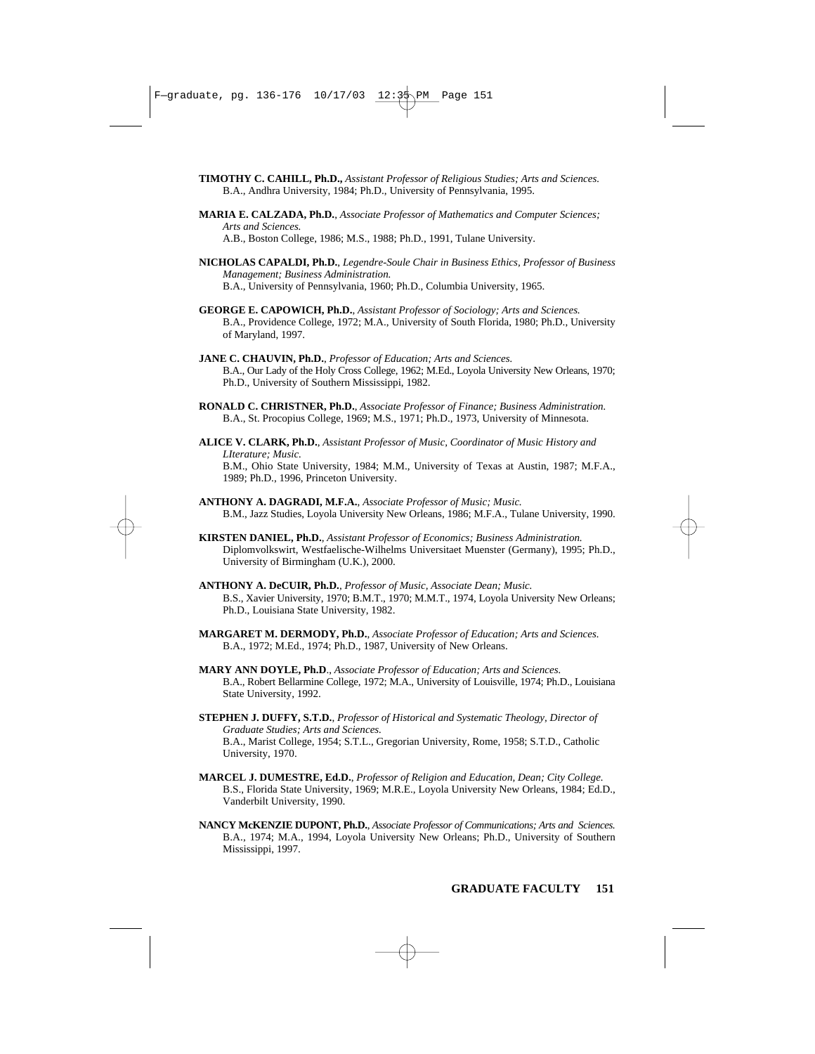**TIMOTHY C. CAHILL, Ph.D.,** *Assistant Professor of Religious Studies; Arts and Sciences.*
B.A., Andhra University, 1984; Ph.D., University of Pennsylvania, 1995.

**MARIA E. CALZADA, Ph.D.**, *Associate Professor of Mathematics and Computer Sciences; Arts and Sciences.*
A.B., Boston College, 1986; M.S., 1988; Ph.D., 1991, Tulane University.

**NICHOLAS CAPALDI, Ph.D.**, *Legendre-Soule Chair in Business Ethics, Professor of Business Management; Business Administration.*
B.A., University of Pennsylvania, 1960; Ph.D., Columbia University, 1965.

**GEORGE E. CAPOWICH, Ph.D.**, *Assistant Professor of Sociology; Arts and Sciences.*
B.A., Providence College, 1972; M.A., University of South Florida, 1980; Ph.D., University of Maryland, 1997.

**JANE C. CHAUVIN, Ph.D.**, *Professor of Education; Arts and Sciences.*
B.A., Our Lady of the Holy Cross College, 1962; M.Ed., Loyola University New Orleans, 1970; Ph.D., University of Southern Mississippi, 1982.

**RONALD C. CHRISTNER, Ph.D.**, *Associate Professor of Finance; Business Administration.*
B.A., St. Procopius College, 1969; M.S., 1971; Ph.D., 1973, University of Minnesota.

**ALICE V. CLARK, Ph.D.**, *Assistant Professor of Music, Coordinator of Music History and LIterature; Music.*
B.M., Ohio State University, 1984; M.M., University of Texas at Austin, 1987; M.F.A., 1989; Ph.D., 1996, Princeton University.

**ANTHONY A. DAGRADI, M.F.A.**, *Associate Professor of Music; Music.*
B.M., Jazz Studies, Loyola University New Orleans, 1986; M.F.A., Tulane University, 1990.

**KIRSTEN DANIEL, Ph.D.**, *Assistant Professor of Economics; Business Administration.*
Diplomvolkswirt, Westfaelische-Wilhelms Universitaet Muenster (Germany), 1995; Ph.D., University of Birmingham (U.K.), 2000.

**ANTHONY A. DeCUIR, Ph.D.**, *Professor of Music, Associate Dean; Music.*
B.S., Xavier University, 1970; B.M.T., 1970; M.M.T., 1974, Loyola University New Orleans; Ph.D., Louisiana State University, 1982.

**MARGARET M. DERMODY, Ph.D.**, *Associate Professor of Education; Arts and Sciences.*
B.A., 1972; M.Ed., 1974; Ph.D., 1987, University of New Orleans.

**MARY ANN DOYLE, Ph.D**., *Associate Professor of Education; Arts and Sciences.*
B.A., Robert Bellarmine College, 1972; M.A., University of Louisville, 1974; Ph.D., Louisiana State University, 1992.

**STEPHEN J. DUFFY, S.T.D.**, *Professor of Historical and Systematic Theology, Director of Graduate Studies; Arts and Sciences.*
B.A., Marist College, 1954; S.T.L., Gregorian University, Rome, 1958; S.T.D., Catholic University, 1970.

**MARCEL J. DUMESTRE, Ed.D.**, *Professor of Religion and Education, Dean; City College.*
B.S., Florida State University, 1969; M.R.E., Loyola University New Orleans, 1984; Ed.D., Vanderbilt University, 1990.

**NANCY McKENZIE DUPONT, Ph.D.**, *Associate Professor of Communications; Arts and Sciences.*
B.A., 1974; M.A., 1994, Loyola University New Orleans; Ph.D., University of Southern Mississippi, 1997.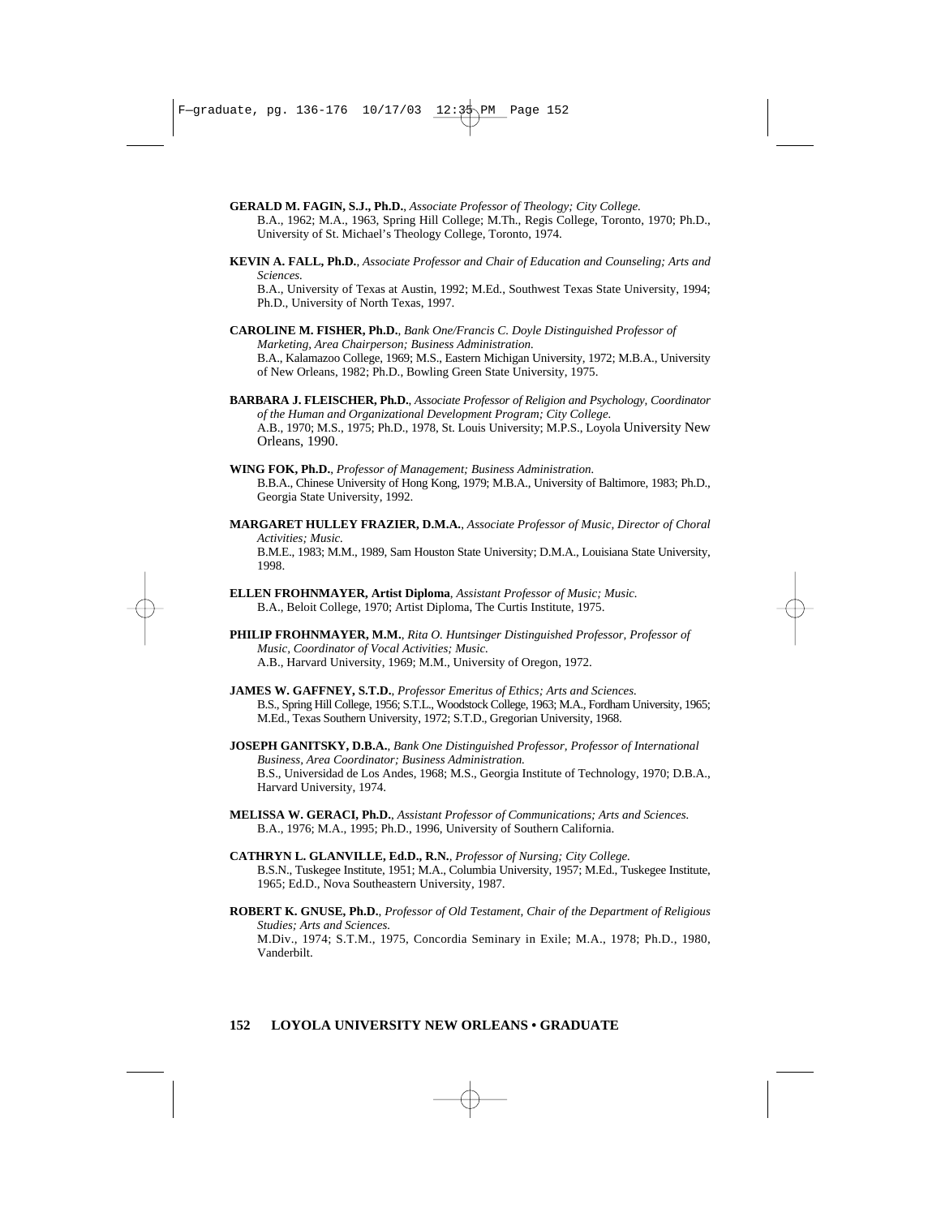**GERALD M. FAGIN, S.J., Ph.D.**, *Associate Professor of Theology; City College.*
B.A., 1962; M.A., 1963, Spring Hill College; M.Th., Regis College, Toronto, 1970; Ph.D., University of St. Michael's Theology College, Toronto, 1974.

**KEVIN A. FALL, Ph.D.**, *Associate Professor and Chair of Education and Counseling; Arts and Sciences.*
B.A., University of Texas at Austin, 1992; M.Ed., Southwest Texas State University, 1994; Ph.D., University of North Texas, 1997.

**CAROLINE M. FISHER, Ph.D.**, *Bank One/Francis C. Doyle Distinguished Professor of Marketing, Area Chairperson; Business Administration.*
B.A., Kalamazoo College, 1969; M.S., Eastern Michigan University, 1972; M.B.A., University of New Orleans, 1982; Ph.D., Bowling Green State University, 1975.

**BARBARA J. FLEISCHER, Ph.D.**, *Associate Professor of Religion and Psychology, Coordinator of the Human and Organizational Development Program; City College.*
A.B., 1970; M.S., 1975; Ph.D., 1978, St. Louis University; M.P.S., Loyola University New Orleans, 1990.

**WING FOK, Ph.D.**, *Professor of Management; Business Administration.*
B.B.A., Chinese University of Hong Kong, 1979; M.B.A., University of Baltimore, 1983; Ph.D., Georgia State University, 1992.

**MARGARET HULLEY FRAZIER, D.M.A.**, *Associate Professor of Music, Director of Choral Activities; Music.*
B.M.E., 1983; M.M., 1989, Sam Houston State University; D.M.A., Louisiana State University, 1998.

**ELLEN FROHNMAYER, Artist Diploma**, *Assistant Professor of Music; Music.*
B.A., Beloit College, 1970; Artist Diploma, The Curtis Institute, 1975.

**PHILIP FROHNMAYER, M.M.**, *Rita O. Huntsinger Distinguished Professor, Professor of Music, Coordinator of Vocal Activities; Music.*
A.B., Harvard University, 1969; M.M., University of Oregon, 1972.

**JAMES W. GAFFNEY, S.T.D.**, *Professor Emeritus of Ethics; Arts and Sciences.*
B.S., Spring Hill College, 1956; S.T.L., Woodstock College, 1963; M.A., Fordham University, 1965; M.Ed., Texas Southern University, 1972; S.T.D., Gregorian University, 1968.

**JOSEPH GANITSKY, D.B.A.**, *Bank One Distinguished Professor, Professor of International Business, Area Coordinator; Business Administration.*
B.S., Universidad de Los Andes, 1968; M.S., Georgia Institute of Technology, 1970; D.B.A., Harvard University, 1974.

**MELISSA W. GERACI, Ph.D.**, *Assistant Professor of Communications; Arts and Sciences.*
B.A., 1976; M.A., 1995; Ph.D., 1996, University of Southern California.

**CATHRYN L. GLANVILLE, Ed.D., R.N.**, *Professor of Nursing; City College.*
B.S.N., Tuskegee Institute, 1951; M.A., Columbia University, 1957; M.Ed., Tuskegee Institute, 1965; Ed.D., Nova Southeastern University, 1987.

**ROBERT K. GNUSE, Ph.D.**, *Professor of Old Testament, Chair of the Department of Religious Studies; Arts and Sciences.*
M.Div., 1974; S.T.M., 1975, Concordia Seminary in Exile; M.A., 1978; Ph.D., 1980, Vanderbilt.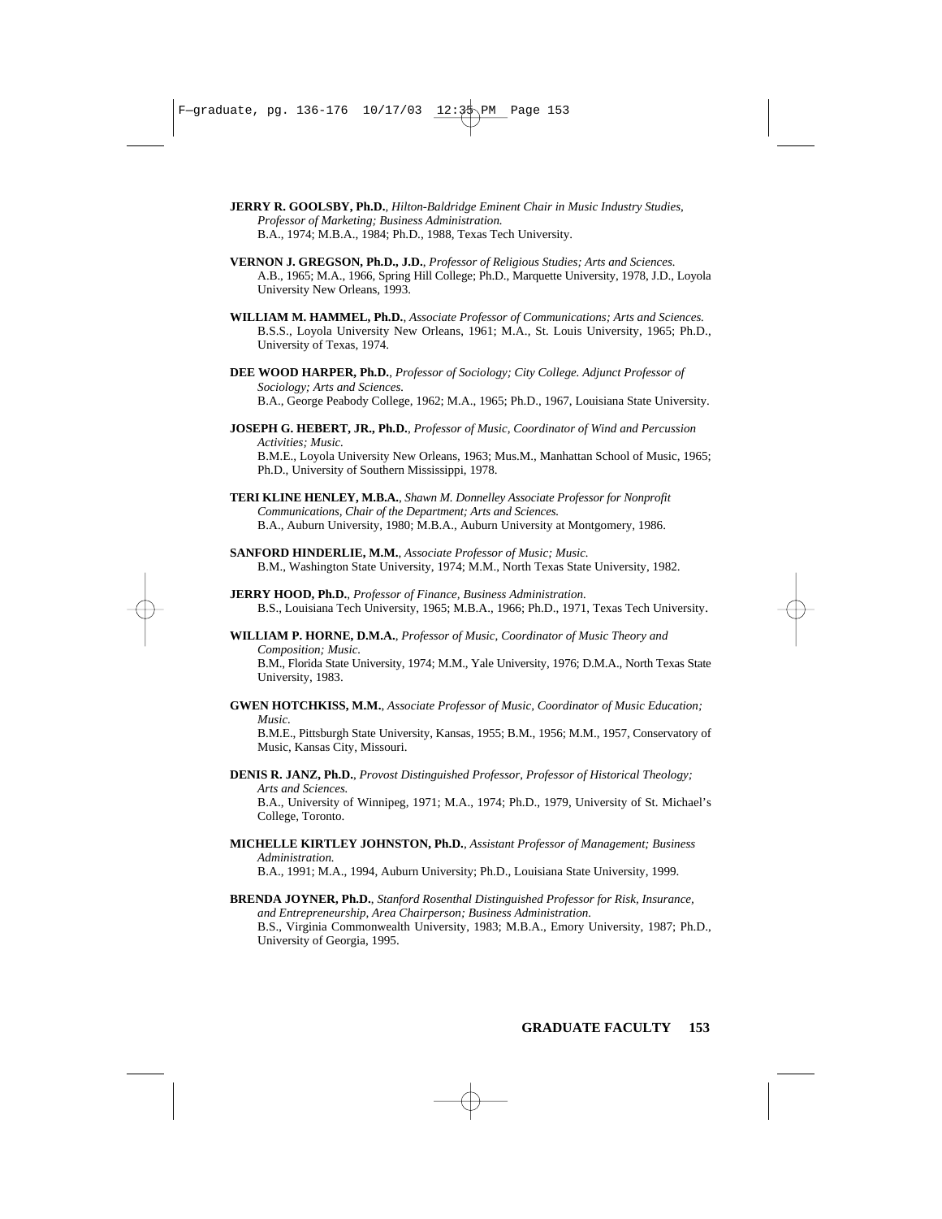**JERRY R. GOOLSBY, Ph.D.**, *Hilton-Baldridge Eminent Chair in Music Industry Studies, Professor of Marketing; Business Administration.*
B.A., 1974; M.B.A., 1984; Ph.D., 1988, Texas Tech University.

**VERNON J. GREGSON, Ph.D., J.D.**, *Professor of Religious Studies; Arts and Sciences.*
A.B., 1965; M.A., 1966, Spring Hill College; Ph.D., Marquette University, 1978, J.D., Loyola University New Orleans, 1993.

**WILLIAM M. HAMMEL, Ph.D.**, *Associate Professor of Communications; Arts and Sciences.*
B.S.S., Loyola University New Orleans, 1961; M.A., St. Louis University, 1965; Ph.D., University of Texas, 1974.

**DEE WOOD HARPER, Ph.D.**, *Professor of Sociology; City College. Adjunct Professor of Sociology; Arts and Sciences.*
B.A., George Peabody College, 1962; M.A., 1965; Ph.D., 1967, Louisiana State University.

**JOSEPH G. HEBERT, JR., Ph.D.**, *Professor of Music, Coordinator of Wind and Percussion Activities; Music.*
B.M.E., Loyola University New Orleans, 1963; Mus.M., Manhattan School of Music, 1965; Ph.D., University of Southern Mississippi, 1978.

**TERI KLINE HENLEY, M.B.A.**, *Shawn M. Donnelley Associate Professor for Nonprofit Communications, Chair of the Department; Arts and Sciences.*
B.A., Auburn University, 1980; M.B.A., Auburn University at Montgomery, 1986.

**SANFORD HINDERLIE, M.M.**, *Associate Professor of Music; Music.*
B.M., Washington State University, 1974; M.M., North Texas State University, 1982.

**JERRY HOOD, Ph.D.**, *Professor of Finance, Business Administration.*
B.S., Louisiana Tech University, 1965; M.B.A., 1966; Ph.D., 1971, Texas Tech University.

**WILLIAM P. HORNE, D.M.A.**, *Professor of Music, Coordinator of Music Theory and Composition; Music.*
B.M., Florida State University, 1974; M.M., Yale University, 1976; D.M.A., North Texas State University, 1983.

**GWEN HOTCHKISS, M.M.**, *Associate Professor of Music, Coordinator of Music Education; Music.*
B.M.E., Pittsburgh State University, Kansas, 1955; B.M., 1956; M.M., 1957, Conservatory of Music, Kansas City, Missouri.

**DENIS R. JANZ, Ph.D.**, *Provost Distinguished Professor, Professor of Historical Theology; Arts and Sciences.*
B.A., University of Winnipeg, 1971; M.A., 1974; Ph.D., 1979, University of St. Michael's College, Toronto.

**MICHELLE KIRTLEY JOHNSTON, Ph.D.**, *Assistant Professor of Management; Business Administration.*
B.A., 1991; M.A., 1994, Auburn University; Ph.D., Louisiana State University, 1999.

**BRENDA JOYNER, Ph.D.**, *Stanford Rosenthal Distinguished Professor for Risk, Insurance, and Entrepreneurship, Area Chairperson; Business Administration.*
B.S., Virginia Commonwealth University, 1983; M.B.A., Emory University, 1987; Ph.D., University of Georgia, 1995.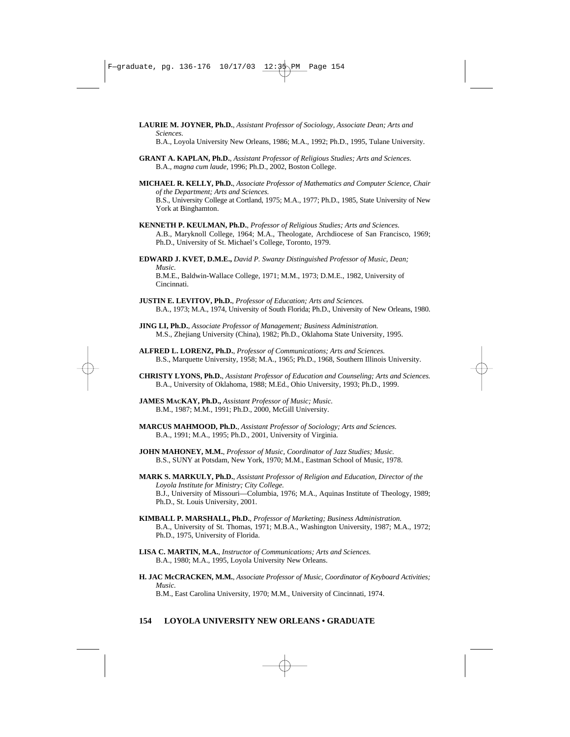**LAURIE M. JOYNER, Ph.D.**, *Assistant Professor of Sociology, Associate Dean; Arts and Sciences.*
B.A., Loyola University New Orleans, 1986; M.A., 1992; Ph.D., 1995, Tulane University.

**GRANT A. KAPLAN, Ph.D.**, *Assistant Professor of Religious Studies; Arts and Sciences.*
B.A., *magna cum laude*, 1996; Ph.D., 2002, Boston College.

**MICHAEL R. KELLY, Ph.D.**, *Associate Professor of Mathematics and Computer Science, Chair of the Department; Arts and Sciences.*
B.S., University College at Cortland, 1975; M.A., 1977; Ph.D., 1985, State University of New York at Binghamton.

**KENNETH P. KEULMAN, Ph.D.**, *Professor of Religious Studies; Arts and Sciences.*
A.B., Maryknoll College, 1964; M.A., Theologate, Archdiocese of San Francisco, 1969; Ph.D., University of St. Michael's College, Toronto, 1979.

**EDWARD J. KVET, D.M.E.,** *David P. Swanzy Distinguished Professor of Music, Dean; Music.*
B.M.E., Baldwin-Wallace College, 1971; M.M., 1973; D.M.E., 1982, University of Cincinnati.

**JUSTIN E. LEVITOV, Ph.D.**, *Professor of Education; Arts and Sciences.*
B.A., 1973; M.A., 1974, University of South Florida; Ph.D., University of New Orleans, 1980.

**JING LI, Ph.D.**, *Associate Professor of Management; Business Administration.*
M.S., Zhejiang University (China), 1982; Ph.D., Oklahoma State University, 1995.

**ALFRED L. LORENZ, Ph.D.**, *Professor of Communications; Arts and Sciences.*
B.S., Marquette University, 1958; M.A., 1965; Ph.D., 1968, Southern Illinois University.

**CHRISTY LYONS, Ph.D.**, *Assistant Professor of Education and Counseling; Arts and Sciences.*
B.A., University of Oklahoma, 1988; M.Ed., Ohio University, 1993; Ph.D., 1999.

**JAMES MACKAY, Ph.D.,** *Assistant Professor of Music; Music.*
B.M., 1987; M.M., 1991; Ph.D., 2000, McGill University.

**MARCUS MAHMOOD, Ph.D.**, *Assistant Professor of Sociology; Arts and Sciences.*
B.A., 1991; M.A., 1995; Ph.D., 2001, University of Virginia.

**JOHN MAHONEY, M.M.**, *Professor of Music, Coordinator of Jazz Studies; Music.*
B.S., SUNY at Potsdam, New York, 1970; M.M., Eastman School of Music, 1978.

**MARK S. MARKULY, Ph.D.**, *Assistant Professor of Religion and Education, Director of the Loyola Institute for Ministry; City College.*
B.J., University of Missouri—Columbia, 1976; M.A., Aquinas Institute of Theology, 1989; Ph.D., St. Louis University, 2001.

**KIMBALL P. MARSHALL, Ph.D.**, *Professor of Marketing; Business Administration.*
B.A., University of St. Thomas, 1971; M.B.A., Washington University, 1987; M.A., 1972; Ph.D., 1975, University of Florida.

**LISA C. MARTIN, M.A.**, *Instructor of Communications; Arts and Sciences.*
B.A., 1980; M.A., 1995, Loyola University New Orleans.

**H. JAC McCRACKEN, M.M.**, *Associate Professor of Music, Coordinator of Keyboard Activities; Music.*
B.M., East Carolina University, 1970; M.M., University of Cincinnati, 1974.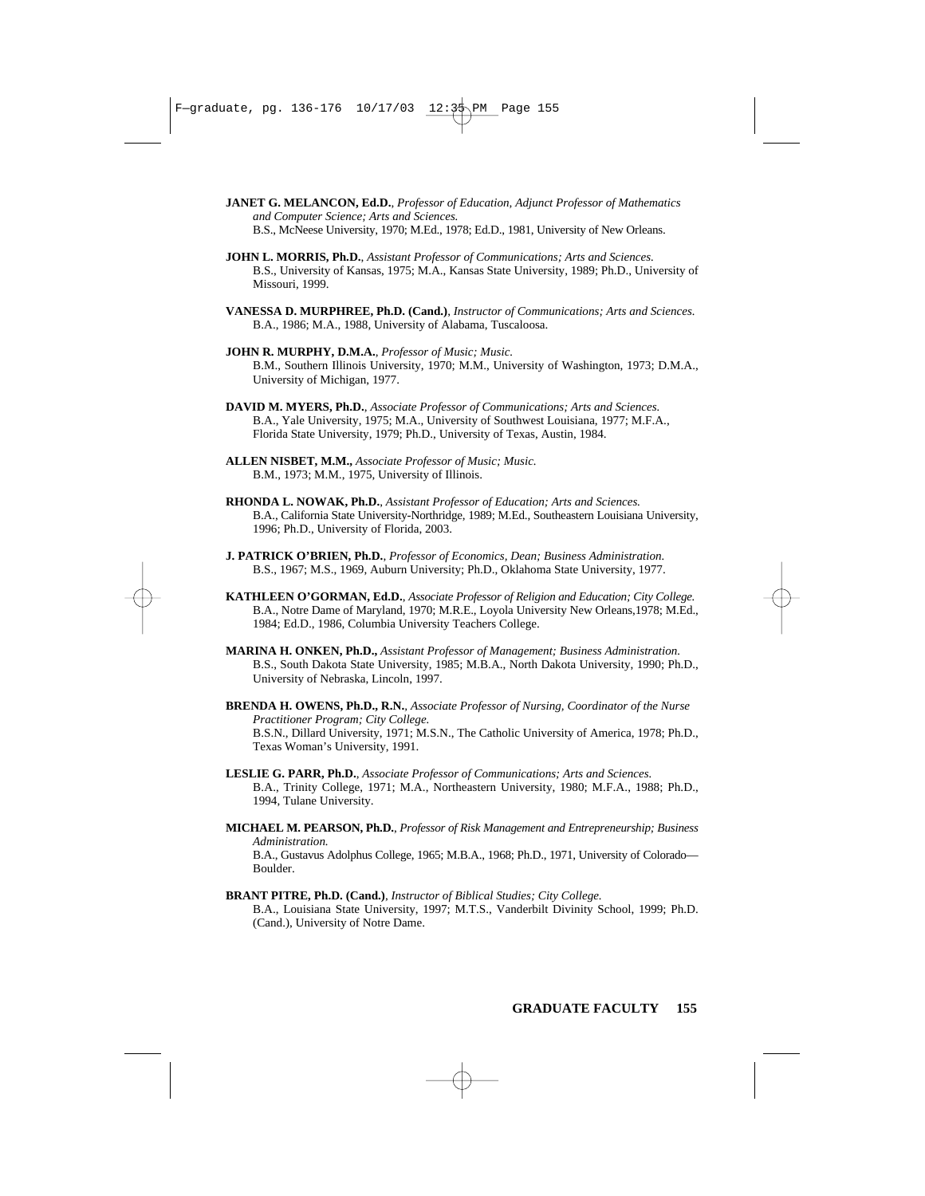**JANET G. MELANCON, Ed.D.**, *Professor of Education, Adjunct Professor of Mathematics and Computer Science; Arts and Sciences.*
B.S., McNeese University, 1970; M.Ed., 1978; Ed.D., 1981, University of New Orleans.

**JOHN L. MORRIS, Ph.D.**, *Assistant Professor of Communications; Arts and Sciences.*
B.S., University of Kansas, 1975; M.A., Kansas State University, 1989; Ph.D., University of Missouri, 1999.

**VANESSA D. MURPHREE, Ph.D. (Cand.)**, *Instructor of Communications; Arts and Sciences.*
B.A., 1986; M.A., 1988, University of Alabama, Tuscaloosa.

**JOHN R. MURPHY, D.M.A.**, *Professor of Music; Music.*
B.M., Southern Illinois University, 1970; M.M., University of Washington, 1973; D.M.A., University of Michigan, 1977.

**DAVID M. MYERS, Ph.D.**, *Associate Professor of Communications; Arts and Sciences.*
B.A., Yale University, 1975; M.A., University of Southwest Louisiana, 1977; M.F.A., Florida State University, 1979; Ph.D., University of Texas, Austin, 1984.

**ALLEN NISBET, M.M.,** *Associate Professor of Music; Music.*
B.M., 1973; M.M., 1975, University of Illinois.

**RHONDA L. NOWAK, Ph.D.**, *Assistant Professor of Education; Arts and Sciences.*
B.A., California State University-Northridge, 1989; M.Ed., Southeastern Louisiana University, 1996; Ph.D., University of Florida, 2003.

**J. PATRICK O'BRIEN, Ph.D.**, *Professor of Economics, Dean; Business Administration.*
B.S., 1967; M.S., 1969, Auburn University; Ph.D., Oklahoma State University, 1977.

**KATHLEEN O'GORMAN, Ed.D.**, *Associate Professor of Religion and Education; City College.*
B.A., Notre Dame of Maryland, 1970; M.R.E., Loyola University New Orleans,1978; M.Ed., 1984; Ed.D., 1986, Columbia University Teachers College.

**MARINA H. ONKEN, Ph.D.,** *Assistant Professor of Management; Business Administration.*
B.S., South Dakota State University, 1985; M.B.A., North Dakota University, 1990; Ph.D., University of Nebraska, Lincoln, 1997.

**BRENDA H. OWENS, Ph.D., R.N.**, *Associate Professor of Nursing, Coordinator of the Nurse Practitioner Program; City College.*
B.S.N., Dillard University, 1971; M.S.N., The Catholic University of America, 1978; Ph.D., Texas Woman's University, 1991.

**LESLIE G. PARR, Ph.D.**, *Associate Professor of Communications; Arts and Sciences.*
B.A., Trinity College, 1971; M.A., Northeastern University, 1980; M.F.A., 1988; Ph.D., 1994, Tulane University.

**MICHAEL M. PEARSON, Ph.D.**, *Professor of Risk Management and Entrepreneurship; Business Administration.*
B.A., Gustavus Adolphus College, 1965; M.B.A., 1968; Ph.D., 1971, University of Colorado—Boulder.

**BRANT PITRE, Ph.D. (Cand.)**, *Instructor of Biblical Studies; City College.*
B.A., Louisiana State University, 1997; M.T.S., Vanderbilt Divinity School, 1999; Ph.D. (Cand.), University of Notre Dame.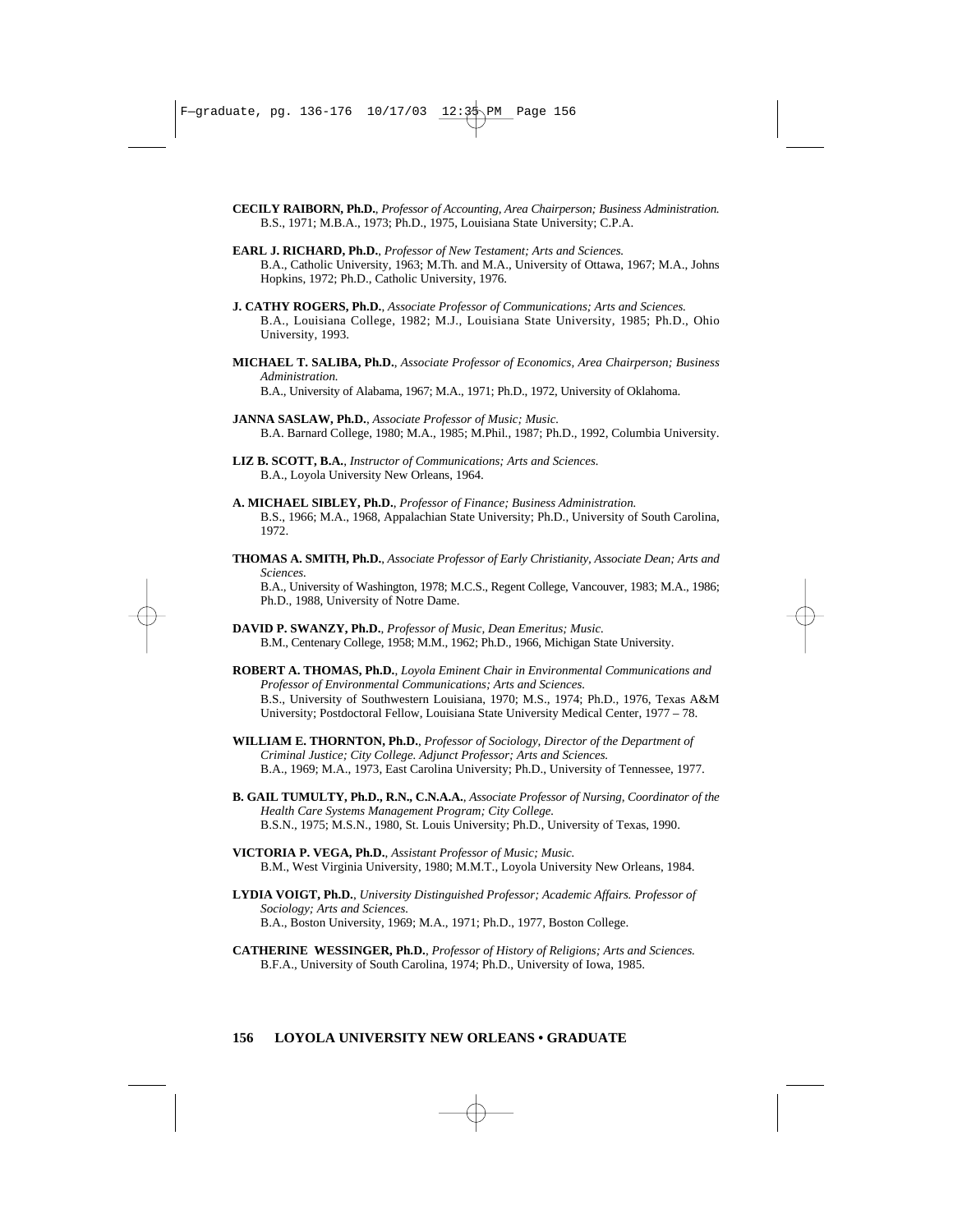**CECILY RAIBORN, Ph.D.**, *Professor of Accounting, Area Chairperson; Business Administration.*
B.S., 1971; M.B.A., 1973; Ph.D., 1975, Louisiana State University; C.P.A.

**EARL J. RICHARD, Ph.D.**, *Professor of New Testament; Arts and Sciences.*
B.A., Catholic University, 1963; M.Th. and M.A., University of Ottawa, 1967; M.A., Johns Hopkins, 1972; Ph.D., Catholic University, 1976.

**J. CATHY ROGERS, Ph.D.**, *Associate Professor of Communications; Arts and Sciences.*
B.A., Louisiana College, 1982; M.J., Louisiana State University, 1985; Ph.D., Ohio University, 1993.

**MICHAEL T. SALIBA, Ph.D.**, *Associate Professor of Economics, Area Chairperson; Business Administration.*
B.A., University of Alabama, 1967; M.A., 1971; Ph.D., 1972, University of Oklahoma.

**JANNA SASLAW, Ph.D.**, *Associate Professor of Music; Music.*
B.A. Barnard College, 1980; M.A., 1985; M.Phil., 1987; Ph.D., 1992, Columbia University.

**LIZ B. SCOTT, B.A.**, *Instructor of Communications; Arts and Sciences.*
B.A., Loyola University New Orleans, 1964.

**A. MICHAEL SIBLEY, Ph.D.**, *Professor of Finance; Business Administration.*
B.S., 1966; M.A., 1968, Appalachian State University; Ph.D., University of South Carolina, 1972.

**THOMAS A. SMITH, Ph.D.**, *Associate Professor of Early Christianity, Associate Dean; Arts and Sciences.*
B.A., University of Washington, 1978; M.C.S., Regent College, Vancouver, 1983; M.A., 1986; Ph.D., 1988, University of Notre Dame.

**DAVID P. SWANZY, Ph.D.**, *Professor of Music, Dean Emeritus; Music.*
B.M., Centenary College, 1958; M.M., 1962; Ph.D., 1966, Michigan State University.

**ROBERT A. THOMAS, Ph.D.**, *Loyola Eminent Chair in Environmental Communications and Professor of Environmental Communications; Arts and Sciences.*
B.S., University of Southwestern Louisiana, 1970; M.S., 1974; Ph.D., 1976, Texas A&M University; Postdoctoral Fellow, Louisiana State University Medical Center, 1977 – 78.

**WILLIAM E. THORNTON, Ph.D.**, *Professor of Sociology, Director of the Department of Criminal Justice; City College. Adjunct Professor; Arts and Sciences.*
B.A., 1969; M.A., 1973, East Carolina University; Ph.D., University of Tennessee, 1977.

**B. GAIL TUMULTY, Ph.D., R.N., C.N.A.A.**, *Associate Professor of Nursing, Coordinator of the Health Care Systems Management Program; City College.*
B.S.N., 1975; M.S.N., 1980, St. Louis University; Ph.D., University of Texas, 1990.

**VICTORIA P. VEGA, Ph.D.**, *Assistant Professor of Music; Music.*
B.M., West Virginia University, 1980; M.M.T., Loyola University New Orleans, 1984.

**LYDIA VOIGT, Ph.D.**, *University Distinguished Professor; Academic Affairs. Professor of Sociology; Arts and Sciences.*
B.A., Boston University, 1969; M.A., 1971; Ph.D., 1977, Boston College.

**CATHERINE WESSINGER, Ph.D.**, *Professor of History of Religions; Arts and Sciences.*
B.F.A., University of South Carolina, 1974; Ph.D., University of Iowa, 1985.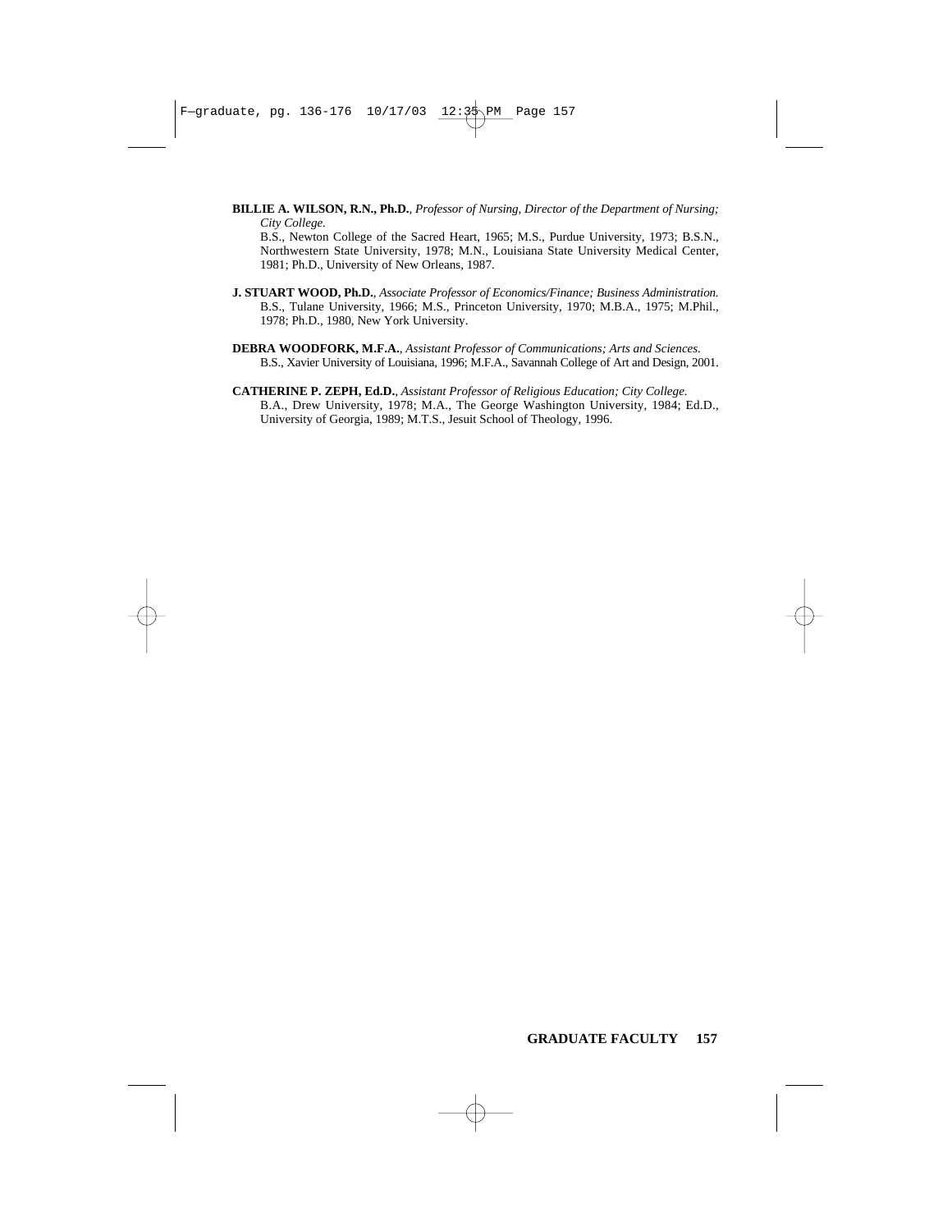**BILLIE A. WILSON, R.N., Ph.D.**, *Professor of Nursing, Director of the Department of Nursing; City College.*
B.S., Newton College of the Sacred Heart, 1965; M.S., Purdue University, 1973; B.S.N., Northwestern State University, 1978; M.N., Louisiana State University Medical Center, 1981; Ph.D., University of New Orleans, 1987.

**J. STUART WOOD, Ph.D.**, *Associate Professor of Economics/Finance; Business Administration.*
B.S., Tulane University, 1966; M.S., Princeton University, 1970; M.B.A., 1975; M.Phil., 1978; Ph.D., 1980, New York University.

**DEBRA WOODFORK, M.F.A.**, *Assistant Professor of Communications; Arts and Sciences.*
B.S., Xavier University of Louisiana, 1996; M.F.A., Savannah College of Art and Design, 2001.

**CATHERINE P. ZEPH, Ed.D.**, *Assistant Professor of Religious Education; City College.*
B.A., Drew University, 1978; M.A., The George Washington University, 1984; Ed.D., University of Georgia, 1989; M.T.S., Jesuit School of Theology, 1996.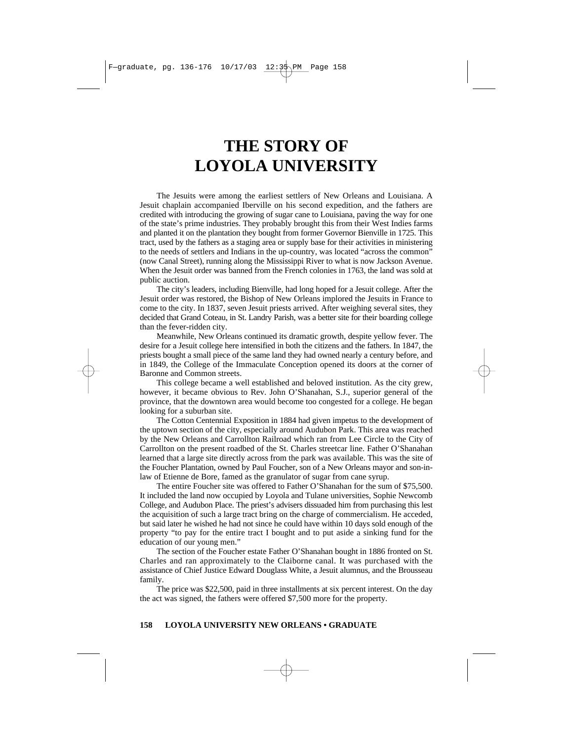# THE STORY OF LOYOLA UNIVERSITY

The Jesuits were among the earliest settlers of New Orleans and Louisiana. A Jesuit chaplain accompanied Iberville on his second expedition, and the fathers are credited with introducing the growing of sugar cane to Louisiana, paving the way for one of the state's prime industries. They probably brought this from their West Indies farms and planted it on the plantation they bought from former Governor Bienville in 1725. This tract, used by the fathers as a staging area or supply base for their activities in ministering to the needs of settlers and Indians in the up-country, was located "across the common" (now Canal Street), running along the Mississippi River to what is now Jackson Avenue. When the Jesuit order was banned from the French colonies in 1763, the land was sold at public auction.

The city's leaders, including Bienville, had long hoped for a Jesuit college. After the Jesuit order was restored, the Bishop of New Orleans implored the Jesuits in France to come to the city. In 1837, seven Jesuit priests arrived. After weighing several sites, they decided that Grand Coteau, in St. Landry Parish, was a better site for their boarding college than the fever-ridden city.

Meanwhile, New Orleans continued its dramatic growth, despite yellow fever. The desire for a Jesuit college here intensified in both the citizens and the fathers. In 1847, the priests bought a small piece of the same land they had owned nearly a century before, and in 1849, the College of the Immaculate Conception opened its doors at the corner of Baronne and Common streets.

This college became a well established and beloved institution. As the city grew, however, it became obvious to Rev. John O'Shanahan, S.J., superior general of the province, that the downtown area would become too congested for a college. He began looking for a suburban site.

The Cotton Centennial Exposition in 1884 had given impetus to the development of the uptown section of the city, especially around Audubon Park. This area was reached by the New Orleans and Carrollton Railroad which ran from Lee Circle to the City of Carrollton on the present roadbed of the St. Charles streetcar line. Father O'Shanahan learned that a large site directly across from the park was available. This was the site of the Foucher Plantation, owned by Paul Foucher, son of a New Orleans mayor and son-in-law of Etienne de Bore, famed as the granulator of sugar from cane syrup.

The entire Foucher site was offered to Father O'Shanahan for the sum of $75,500. It included the land now occupied by Loyola and Tulane universities, Sophie Newcomb College, and Audubon Place. The priest's advisers dissuaded him from purchasing this lest the acquisition of such a large tract bring on the charge of commercialism. He acceded, but said later he wished he had not since he could have within 10 days sold enough of the property "to pay for the entire tract I bought and to put aside a sinking fund for the education of our young men."

The section of the Foucher estate Father O'Shanahan bought in 1886 fronted on St. Charles and ran approximately to the Claiborne canal. It was purchased with the assistance of Chief Justice Edward Douglass White, a Jesuit alumnus, and the Brousseau family.

The price was $22,500, paid in three installments at six percent interest. On the day the act was signed, the fathers were offered $7,500 more for the property.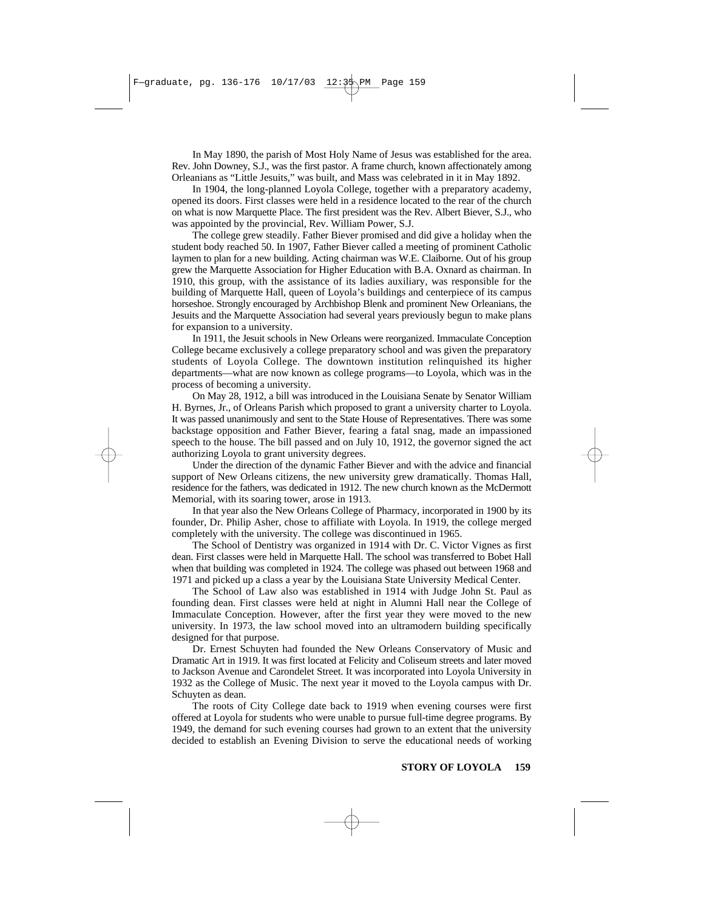In May 1890, the parish of Most Holy Name of Jesus was established for the area. Rev. John Downey, S.J., was the first pastor. A frame church, known affectionately among Orleanians as "Little Jesuits," was built, and Mass was celebrated in it in May 1892.

In 1904, the long-planned Loyola College, together with a preparatory academy, opened its doors. First classes were held in a residence located to the rear of the church on what is now Marquette Place. The first president was the Rev. Albert Biever, S.J., who was appointed by the provincial, Rev. William Power, S.J.

The college grew steadily. Father Biever promised and did give a holiday when the student body reached 50. In 1907, Father Biever called a meeting of prominent Catholic laymen to plan for a new building. Acting chairman was W.E. Claiborne. Out of his group grew the Marquette Association for Higher Education with B.A. Oxnard as chairman. In 1910, this group, with the assistance of its ladies auxiliary, was responsible for the building of Marquette Hall, queen of Loyola's buildings and centerpiece of its campus horseshoe. Strongly encouraged by Archbishop Blenk and prominent New Orleanians, the Jesuits and the Marquette Association had several years previously begun to make plans for expansion to a university.

In 1911, the Jesuit schools in New Orleans were reorganized. Immaculate Conception College became exclusively a college preparatory school and was given the preparatory students of Loyola College. The downtown institution relinquished its higher departments—what are now known as college programs—to Loyola, which was in the process of becoming a university.

On May 28, 1912, a bill was introduced in the Louisiana Senate by Senator William H. Byrnes, Jr., of Orleans Parish which proposed to grant a university charter to Loyola. It was passed unanimously and sent to the State House of Representatives. There was some backstage opposition and Father Biever, fearing a fatal snag, made an impassioned speech to the house. The bill passed and on July 10, 1912, the governor signed the act authorizing Loyola to grant university degrees.

Under the direction of the dynamic Father Biever and with the advice and financial support of New Orleans citizens, the new university grew dramatically. Thomas Hall, residence for the fathers, was dedicated in 1912. The new church known as the McDermott Memorial, with its soaring tower, arose in 1913.

In that year also the New Orleans College of Pharmacy, incorporated in 1900 by its founder, Dr. Philip Asher, chose to affiliate with Loyola. In 1919, the college merged completely with the university. The college was discontinued in 1965.

The School of Dentistry was organized in 1914 with Dr. C. Victor Vignes as first dean. First classes were held in Marquette Hall. The school was transferred to Bobet Hall when that building was completed in 1924. The college was phased out between 1968 and 1971 and picked up a class a year by the Louisiana State University Medical Center.

The School of Law also was established in 1914 with Judge John St. Paul as founding dean. First classes were held at night in Alumni Hall near the College of Immaculate Conception. However, after the first year they were moved to the new university. In 1973, the law school moved into an ultramodern building specifically designed for that purpose.

Dr. Ernest Schuyten had founded the New Orleans Conservatory of Music and Dramatic Art in 1919. It was first located at Felicity and Coliseum streets and later moved to Jackson Avenue and Carondelet Street. It was incorporated into Loyola University in 1932 as the College of Music. The next year it moved to the Loyola campus with Dr. Schuyten as dean.

The roots of City College date back to 1919 when evening courses were first offered at Loyola for students who were unable to pursue full-time degree programs. By 1949, the demand for such evening courses had grown to an extent that the university decided to establish an Evening Division to serve the educational needs of working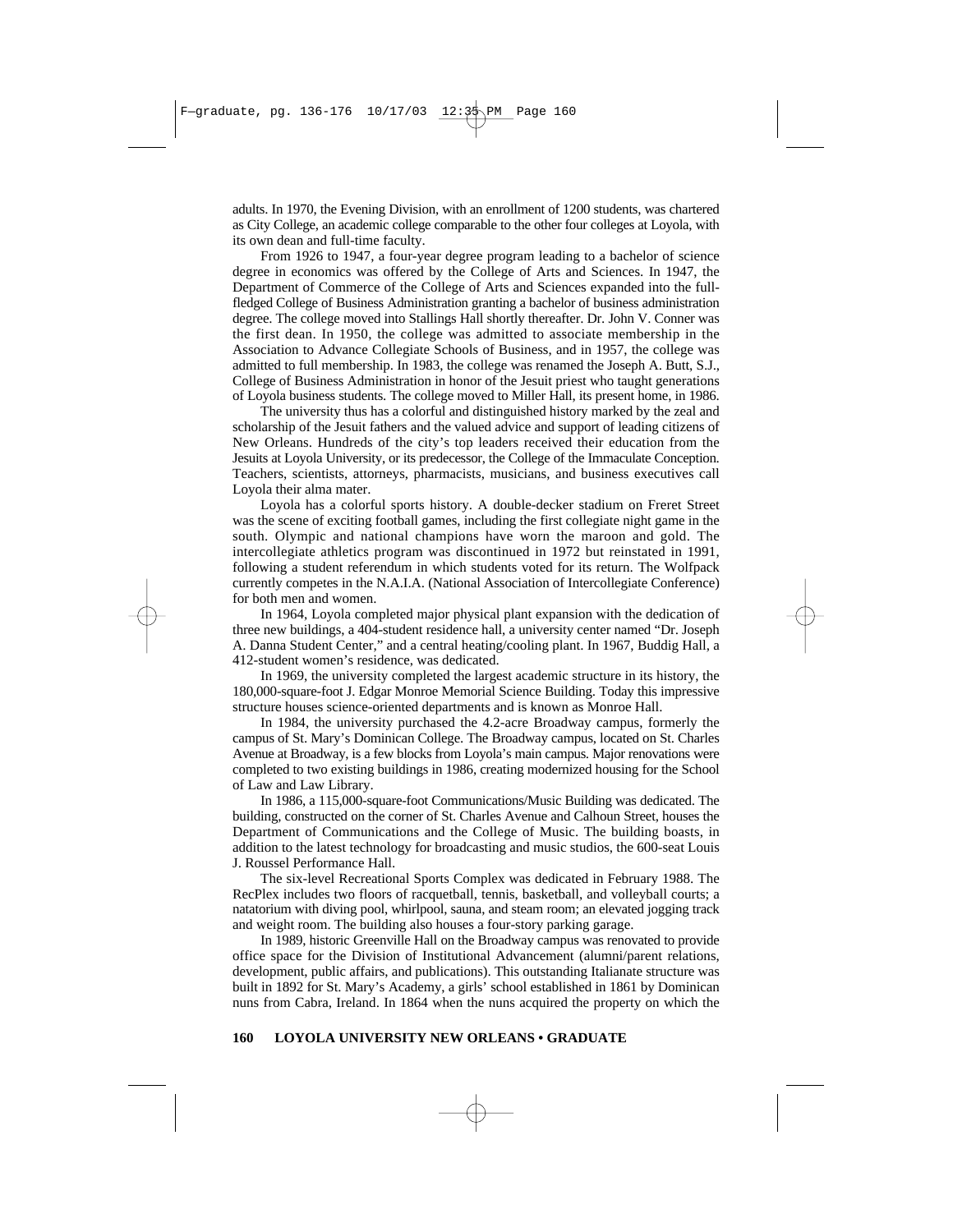adults. In 1970, the Evening Division, with an enrollment of 1200 students, was chartered as City College, an academic college comparable to the other four colleges at Loyola, with its own dean and full-time faculty.

From 1926 to 1947, a four-year degree program leading to a bachelor of science degree in economics was offered by the College of Arts and Sciences. In 1947, the Department of Commerce of the College of Arts and Sciences expanded into the full-fledged College of Business Administration granting a bachelor of business administration degree. The college moved into Stallings Hall shortly thereafter. Dr. John V. Conner was the first dean. In 1950, the college was admitted to associate membership in the Association to Advance Collegiate Schools of Business, and in 1957, the college was admitted to full membership. In 1983, the college was renamed the Joseph A. Butt, S.J., College of Business Administration in honor of the Jesuit priest who taught generations of Loyola business students. The college moved to Miller Hall, its present home, in 1986.

The university thus has a colorful and distinguished history marked by the zeal and scholarship of the Jesuit fathers and the valued advice and support of leading citizens of New Orleans. Hundreds of the city's top leaders received their education from the Jesuits at Loyola University, or its predecessor, the College of the Immaculate Conception. Teachers, scientists, attorneys, pharmacists, musicians, and business executives call Loyola their alma mater.

Loyola has a colorful sports history. A double-decker stadium on Freret Street was the scene of exciting football games, including the first collegiate night game in the south. Olympic and national champions have worn the maroon and gold. The intercollegiate athletics program was discontinued in 1972 but reinstated in 1991, following a student referendum in which students voted for its return. The Wolfpack currently competes in the N.A.I.A. (National Association of Intercollegiate Conference) for both men and women.

In 1964, Loyola completed major physical plant expansion with the dedication of three new buildings, a 404-student residence hall, a university center named "Dr. Joseph A. Danna Student Center," and a central heating/cooling plant. In 1967, Buddig Hall, a 412-student women's residence, was dedicated.

In 1969, the university completed the largest academic structure in its history, the 180,000-square-foot J. Edgar Monroe Memorial Science Building. Today this impressive structure houses science-oriented departments and is known as Monroe Hall.

In 1984, the university purchased the 4.2-acre Broadway campus, formerly the campus of St. Mary's Dominican College. The Broadway campus, located on St. Charles Avenue at Broadway, is a few blocks from Loyola's main campus. Major renovations were completed to two existing buildings in 1986, creating modernized housing for the School of Law and Law Library.

In 1986, a 115,000-square-foot Communications/Music Building was dedicated. The building, constructed on the corner of St. Charles Avenue and Calhoun Street, houses the Department of Communications and the College of Music. The building boasts, in addition to the latest technology for broadcasting and music studios, the 600-seat Louis J. Roussel Performance Hall.

The six-level Recreational Sports Complex was dedicated in February 1988. The RecPlex includes two floors of racquetball, tennis, basketball, and volleyball courts; a natatorium with diving pool, whirlpool, sauna, and steam room; an elevated jogging track and weight room. The building also houses a four-story parking garage.

In 1989, historic Greenville Hall on the Broadway campus was renovated to provide office space for the Division of Institutional Advancement (alumni/parent relations, development, public affairs, and publications). This outstanding Italianate structure was built in 1892 for St. Mary's Academy, a girls' school established in 1861 by Dominican nuns from Cabra, Ireland. In 1864 when the nuns acquired the property on which the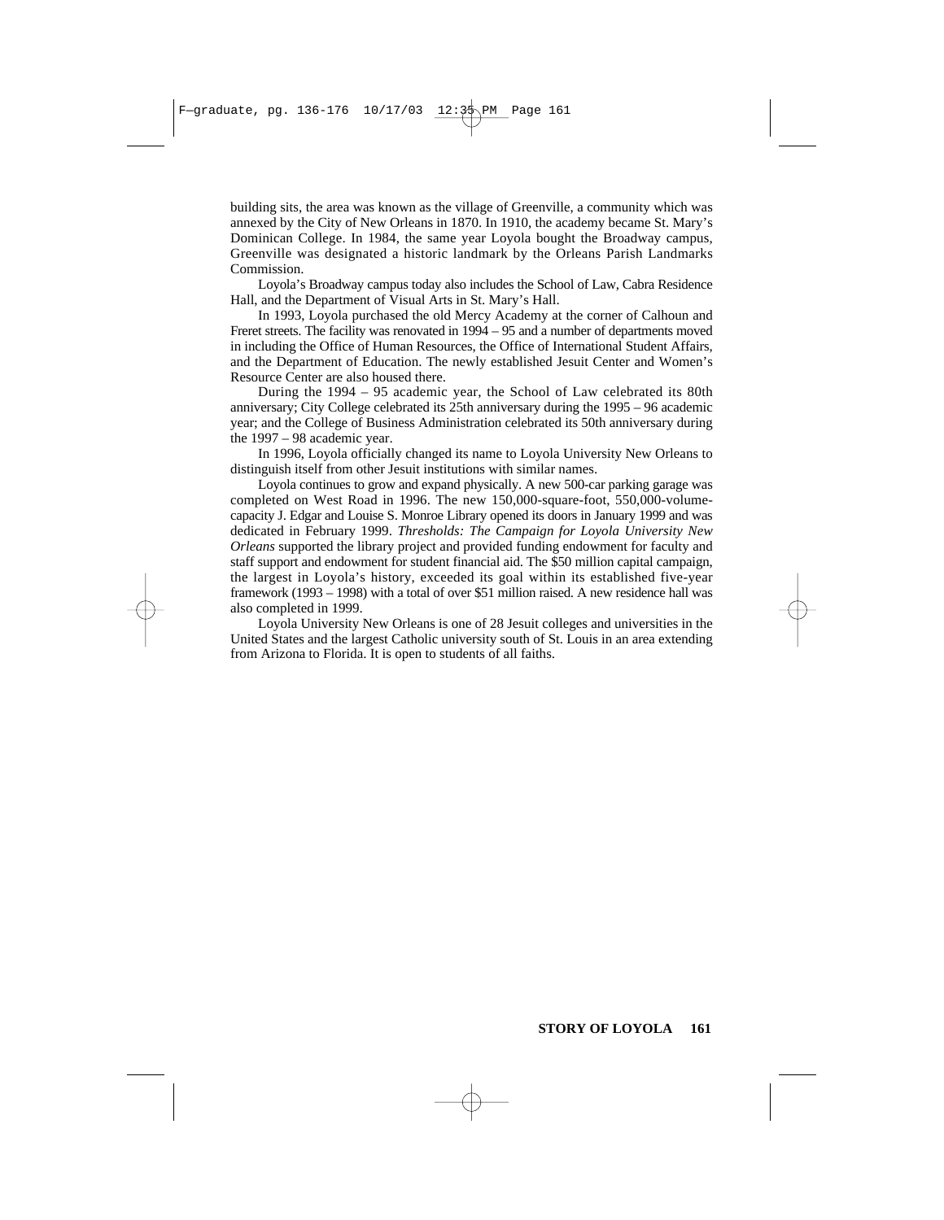building sits, the area was known as the village of Greenville, a community which was annexed by the City of New Orleans in 1870. In 1910, the academy became St. Mary's Dominican College. In 1984, the same year Loyola bought the Broadway campus, Greenville was designated a historic landmark by the Orleans Parish Landmarks Commission.

Loyola's Broadway campus today also includes the School of Law, Cabra Residence Hall, and the Department of Visual Arts in St. Mary's Hall.

In 1993, Loyola purchased the old Mercy Academy at the corner of Calhoun and Freret streets. The facility was renovated in 1994 – 95 and a number of departments moved in including the Office of Human Resources, the Office of International Student Affairs, and the Department of Education. The newly established Jesuit Center and Women's Resource Center are also housed there.

During the 1994 – 95 academic year, the School of Law celebrated its 80th anniversary; City College celebrated its 25th anniversary during the 1995 – 96 academic year; and the College of Business Administration celebrated its 50th anniversary during the 1997 – 98 academic year.

In 1996, Loyola officially changed its name to Loyola University New Orleans to distinguish itself from other Jesuit institutions with similar names.

Loyola continues to grow and expand physically. A new 500-car parking garage was completed on West Road in 1996. The new 150,000-square-foot, 550,000-volume-capacity J. Edgar and Louise S. Monroe Library opened its doors in January 1999 and was dedicated in February 1999. *Thresholds: The Campaign for Loyola University New Orleans* supported the library project and provided funding endowment for faculty and staff support and endowment for student financial aid. The $50 million capital campaign, the largest in Loyola's history, exceeded its goal within its established five-year framework (1993 – 1998) with a total of over $51 million raised. A new residence hall was also completed in 1999.

Loyola University New Orleans is one of 28 Jesuit colleges and universities in the United States and the largest Catholic university south of St. Louis in an area extending from Arizona to Florida. It is open to students of all faiths.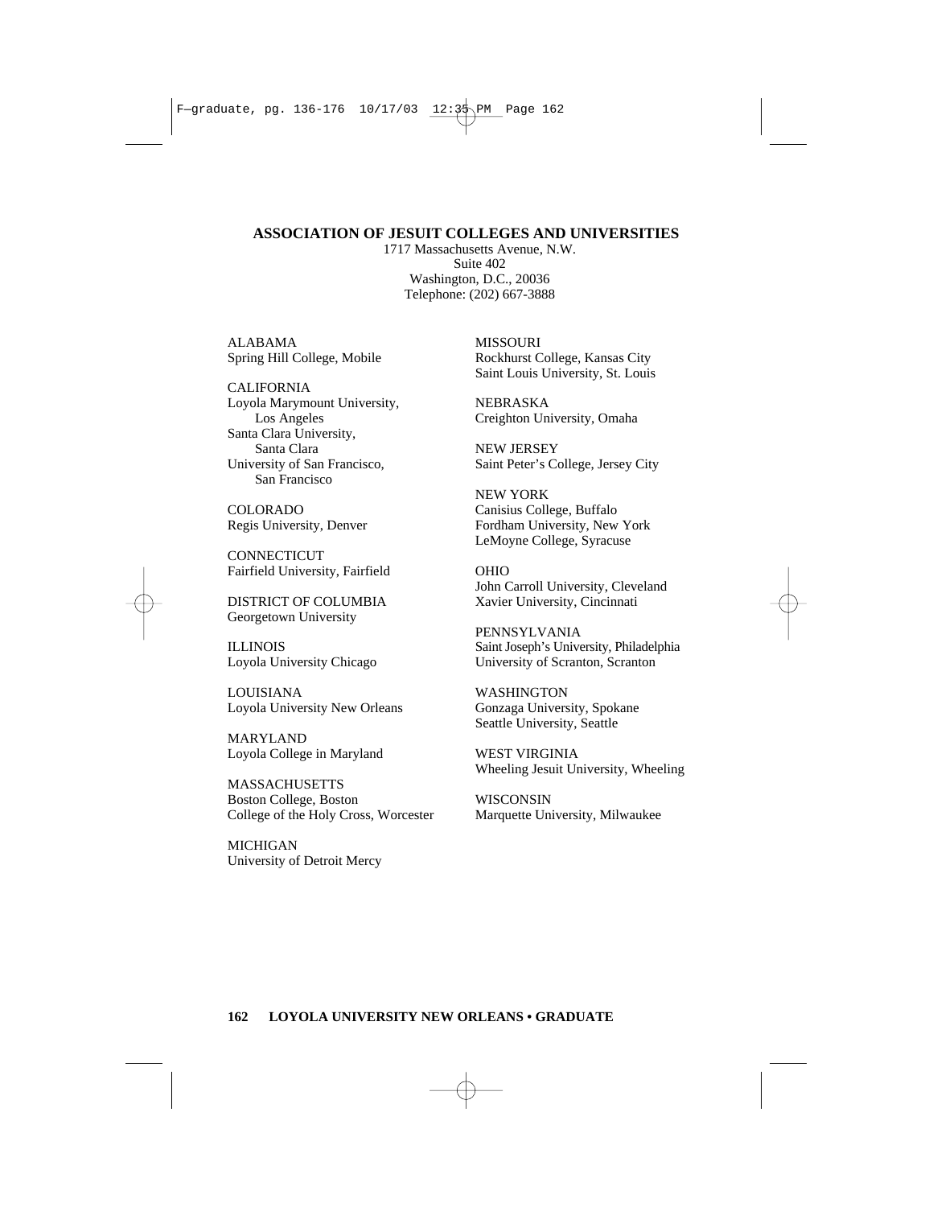## ASSOCIATION OF JESUIT COLLEGES AND UNIVERSITIES

1717 Massachusetts Avenue, N.W.
Suite 402
Washington, D.C., 20036
Telephone: (202) 667-3888

ALABAMA
Spring Hill College, Mobile

CALIFORNIA
Loyola Marymount University, Los Angeles
Santa Clara University, Santa Clara
University of San Francisco, San Francisco

COLORADO
Regis University, Denver

CONNECTICUT
Fairfield University, Fairfield

DISTRICT OF COLUMBIA
Georgetown University

ILLINOIS
Loyola University Chicago

LOUISIANA
Loyola University New Orleans

MARYLAND
Loyola College in Maryland

MASSACHUSETTS
Boston College, Boston
College of the Holy Cross, Worcester

MICHIGAN
University of Detroit Mercy

MISSOURI
Rockhurst College, Kansas City
Saint Louis University, St. Louis

NEBRASKA
Creighton University, Omaha

NEW JERSEY
Saint Peter's College, Jersey City

NEW YORK
Canisius College, Buffalo
Fordham University, New York
LeMoyne College, Syracuse

OHIO
John Carroll University, Cleveland
Xavier University, Cincinnati

PENNSYLVANIA
Saint Joseph's University, Philadelphia
University of Scranton, Scranton

WASHINGTON
Gonzaga University, Spokane
Seattle University, Seattle

WEST VIRGINIA
Wheeling Jesuit University, Wheeling

WISCONSIN
Marquette University, Milwaukee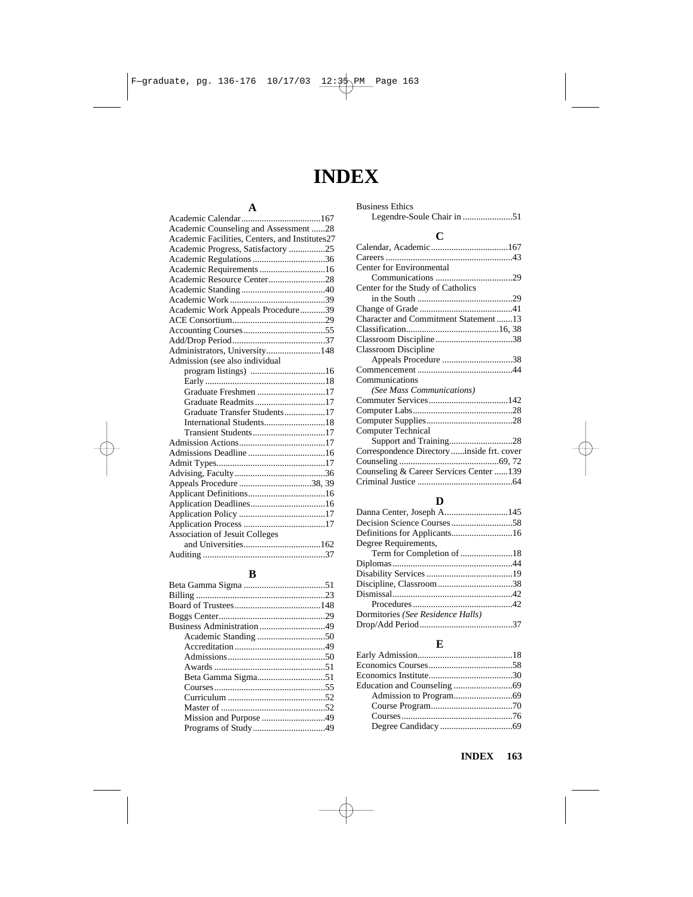# INDEX

## A

Academic Calendar ....167
Academic Counseling and Assessment ....28
Academic Facilities, Centers, and Institutes 27
Academic Progress, Satisfactory ....25
Academic Regulations ....36
Academic Requirements ....16
Academic Resource Center ....28
Academic Standing ....40
Academic Work ....39
Academic Work Appeals Procedure ....39
ACE Consortium ....29
Accounting Courses ....55
Add/Drop Period ....37
Administrators, University ....148
Admission (see also individual program listings) ....16
- Early ....18
- Graduate Freshmen ....17
- Graduate Readmits ....17
- Graduate Transfer Students ....17
- International Students ....18
- Transient Students ....17

Admission Actions ....17
Admissions Deadline ....16
Admit Types ....17
Advising, Faculty ....36
Appeals Procedure ....38, 39
Applicant Definitions ....16
Application Deadlines ....16
Application Policy ....17
Application Process ....17
Association of Jesuit Colleges and Universities ....162
Auditing ....37

## B

Beta Gamma Sigma ....51
Billing ....23
Board of Trustees ....148
Boggs Center ....29
Business Administration ....49
- Academic Standing ....50
- Accreditation ....49
- Admissions ....50
- Awards ....51
- Beta Gamma Sigma ....51
- Courses ....55
- Curriculum ....52
- Master of ....52
- Mission and Purpose ....49
- Programs of Study ....49

Business Ethics
- Legendre-Soule Chair in ....51

## C

Calendar, Academic ....167
Careers ....43
Center for Environmental Communications ....29
Center for the Study of Catholics in the South ....29
Change of Grade ....41
Character and Commitment Statement ....13
Classification ....16, 38
Classroom Discipline ....38
Classroom Discipline Appeals Procedure ....38
Commencement ....44
Communications
- *(See Mass Communications)*

Commuter Services ....142
Computer Labs ....28
Computer Supplies ....28
Computer Technical Support and Training ....28
Correspondence Directory ....inside frt. cover
Counseling ....69, 72
Counseling & Career Services Center ....139
Criminal Justice ....64

## D

Danna Center, Joseph A. ....145
Decision Science Courses ....58
Definitions for Applicants ....16
Degree Requirements,
- Term for Completion of ....18

Diplomas ....44
Disability Services ....19
Discipline, Classroom ....38
Dismissal ....42
- Procedures ....42

Dormitories *(See Residence Halls)*
Drop/Add Period ....37

## E

Early Admission ....18
Economics Courses ....58
Economics Institute ....30
Education and Counseling ....69
- Admission to Program ....69
- Course Program ....70
- Courses ....76
- Degree Candidacy ....69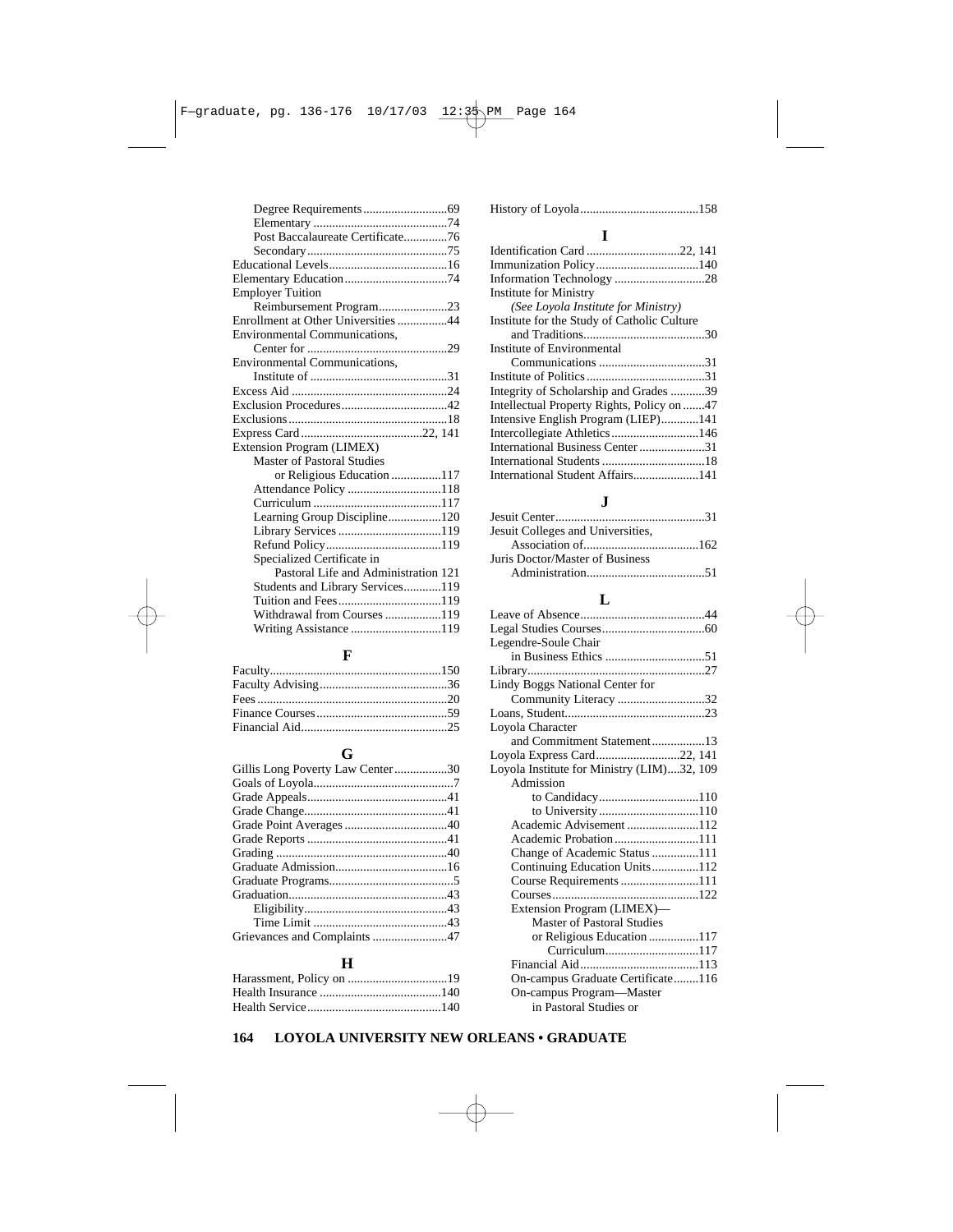Degree Requirements ....................69
Elementary ....................74
Post Baccalaureate Certificate....................76
Secondary....................75
Educational Levels....................16
Elementary Education....................74
Employer Tuition
Reimbursement Program....................23
Enrollment at Other Universities ....................44
Environmental Communications,
Center for ....................29
Environmental Communications,
Institute of ....................31
Excess Aid ....................24
Exclusion Procedures....................42
Exclusions....................18
Express Card....................22, 141
Extension Program (LIMEX)
Master of Pastoral Studies
or Religious Education ....................117
Attendance Policy ....................118
Curriculum ....................117
Learning Group Discipline....................120
Library Services ....................119
Refund Policy....................119
Specialized Certificate in
Pastoral Life and Administration 121
Students and Library Services....................119
Tuition and Fees....................119
Withdrawal from Courses ....................119
Writing Assistance ....................119

## F

Faculty....................150
Faculty Advising....................36
Fees....................20
Finance Courses....................59
Financial Aid....................25

## G

Gillis Long Poverty Law Center....................30
Goals of Loyola....................7
Grade Appeals....................41
Grade Change....................41
Grade Point Averages ....................40
Grade Reports ....................41
Grading ....................40
Graduate Admission....................16
Graduate Programs....................5
Graduation....................43
Eligibility....................43
Time Limit ....................43
Grievances and Complaints ....................47

## H

Harassment, Policy on ....................19
Health Insurance ....................140
Health Service....................140
History of Loyola....................158

## I

Identification Card ....................22, 141
Immunization Policy....................140
Information Technology ....................28
Institute for Ministry
*(See Loyola Institute for Ministry)*
Institute for the Study of Catholic Culture
and Traditions....................30
Institute of Environmental
Communications ....................31
Institute of Politics ....................31
Integrity of Scholarship and Grades ....................39
Intellectual Property Rights, Policy on ....................47
Intensive English Program (LIEP)....................141
Intercollegiate Athletics....................146
International Business Center ....................31
International Students ....................18
International Student Affairs....................141

## J

Jesuit Center....................31
Jesuit Colleges and Universities,
Association of....................162
Juris Doctor/Master of Business
Administration....................51

## L

Leave of Absence....................44
Legal Studies Courses....................60
Legendre-Soule Chair
in Business Ethics ....................51
Library....................27
Lindy Boggs National Center for
Community Literacy ....................32
Loans, Student....................23
Loyola Character
and Commitment Statement....................13
Loyola Express Card....................22, 141
Loyola Institute for Ministry (LIM)....32, 109
Admission
to Candidacy....................110
to University....................110
Academic Advisement ....................112
Academic Probation....................111
Change of Academic Status ....................111
Continuing Education Units....................112
Course Requirements ....................111
Courses....................122
Extension Program (LIMEX)—
Master of Pastoral Studies
or Religious Education ....................117
Curriculum....................117
Financial Aid....................113
On-campus Graduate Certificate....................116
On-campus Program—Master
in Pastoral Studies or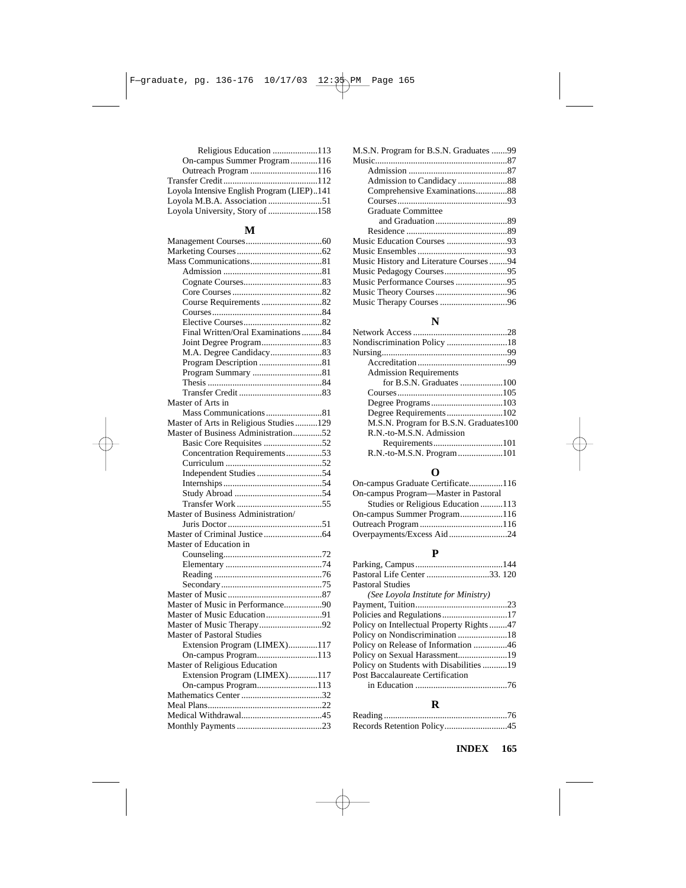Religious Education ....................113
On-campus Summer Program............116
Outreach Program ..............................116
Transfer Credit..........................................112
Loyola Intensive English Program (LIEP)..141
Loyola M.B.A. Association ........................51
Loyola University, Story of ......................158

## M

Management Courses..................................60
Marketing Courses......................................62
Mass Communications................................81
Admission ............................................81
Cognate Courses...................................83
Core Courses ........................................82
Course Requirements ...........................82
Courses.................................................84
Elective Courses...................................82
Final Written/Oral Examinations .........84
Joint Degree Program...........................83
M.A. Degree Candidacy.......................83
Program Description ............................81
Program Summary ...............................81
Thesis ...................................................84
Transfer Credit .....................................83
Master of Arts in
Mass Communications.........................81
Master of Arts in Religious Studies..........129
Master of Business Administration.............52
Basic Core Requisites ..........................52
Concentration Requirements................53
Curriculum ...........................................52
Independent Studies .............................54
Internships............................................54
Study Abroad .......................................54
Transfer Work ......................................55
Master of Business Administration/
Juris Doctor ..........................................51
Master of Criminal Justice..........................64
Master of Education in
Counseling............................................72
Elementary ...........................................74
Reading ................................................76
Secondary.............................................75
Master of Music..........................................87
Master of Music in Performance.................90
Master of Music Education.........................91
Master of Music Therapy............................92
Master of Pastoral Studies
Extension Program (LIMEX).............117
On-campus Program...........................113
Master of Religious Education
Extension Program (LIMEX).............117
On-campus Program...........................113
Mathematics Center ....................................32
Meal Plans..................................................22
Medical Withdrawal....................................45
Monthly Payments ......................................23

M.S.N. Program for B.S.N. Graduates .......99
Music..........................................................87
Admission ............................................87
Admission to Candidacy ......................88
Comprehensive Examinations..............88
Courses.................................................93
Graduate Committee
and Graduation ................................89
Residence .............................................89
Music Education Courses ...........................93
Music Ensembles ........................................93
Music History and Literature Courses ........94
Music Pedagogy Courses............................95
Music Performance Courses .......................95
Music Theory Courses ................................96
Music Therapy Courses ..............................96

## N

Network Access ..........................................28
Nondiscrimination Policy ...........................18
Nursing........................................................99
Accreditation........................................99
Admission Requirements
for B.S.N. Graduates ...................100
Courses...............................................105
Degree Programs................................103
Degree Requirements.........................102
M.S.N. Program for B.S.N. Graduates100
R.N.-to-M.S.N. Admission
Requirements...............................101
R.N.-to-M.S.N. Program....................101

## O

On-campus Graduate Certificate...............116
On-campus Program—Master in Pastoral
Studies or Religious Education ..........113
On-campus Summer Program...................116
Outreach Program .....................................116
Overpayments/Excess Aid..........................24

## P

Parking, Campus.......................................144
Pastoral Life Center ............................33. 120
Pastoral Studies
*(See Loyola Institute for Ministry)*
Payment, Tuition.........................................23
Policies and Regulations.............................17
Policy on Intellectual Property Rights........47
Policy on Nondiscrimination ......................18
Policy on Release of Information ...............46
Policy on Sexual Harassment......................19
Policy on Students with Disabilities ...........19
Post Baccalaureate Certification
in Education .........................................76

## R

Reading .......................................................76
Records Retention Policy............................45

**INDEX**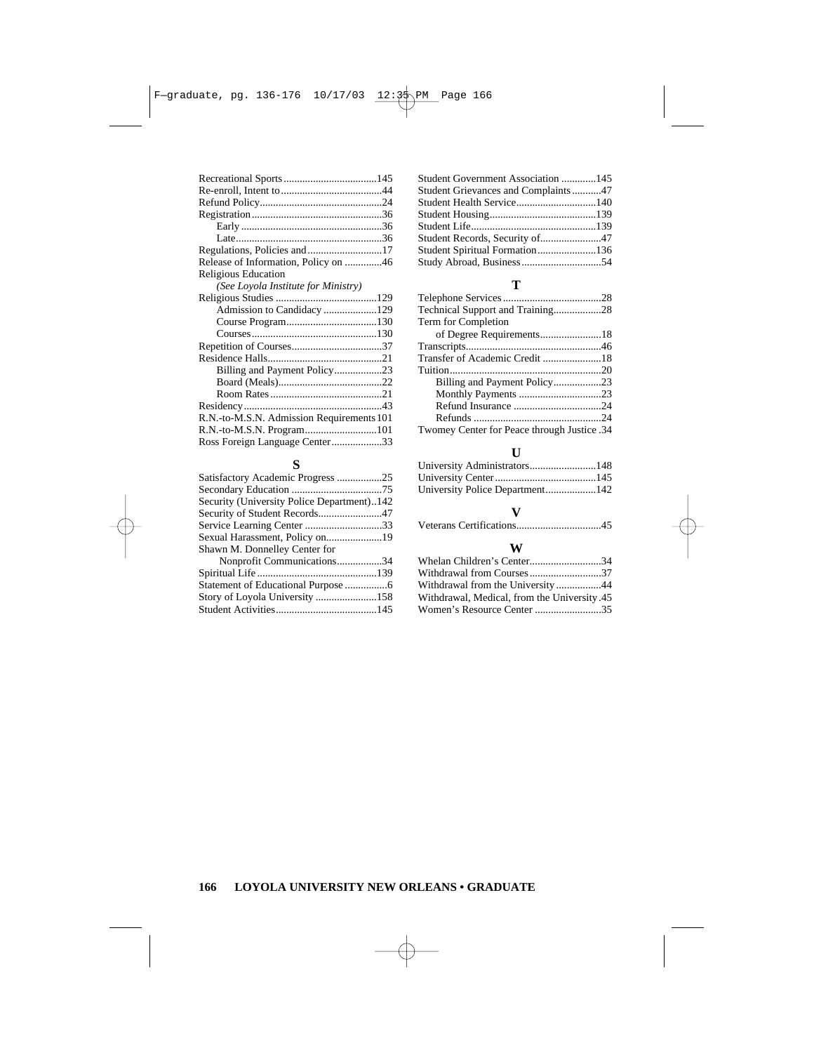Recreational Sports...145
Re-enroll, Intent to...44
Refund Policy...24
Registration...36
- Early...36
- Late...36

Regulations, Policies and...17
Release of Information, Policy on...46
Religious Education
- *(See Loyola Institute for Ministry)*

Religious Studies...129
- Admission to Candidacy...129
- Course Program...130
- Courses...130

Repetition of Courses...37
Residence Halls...21
- Billing and Payment Policy...23
- Board (Meals)...22
- Room Rates...21

Residency...43
R.N.-to-M.S.N. Admission Requirements...101
R.N.-to-M.S.N. Program...101
Ross Foreign Language Center...33

## S

Satisfactory Academic Progress...25
Secondary Education...75
Security (University Police Department)...142
Security of Student Records...47
Service Learning Center...33
Sexual Harassment, Policy on...19
Shawn M. Donnelley Center for
- Nonprofit Communications...34

Spiritual Life...139
Statement of Educational Purpose...6
Story of Loyola University...158
Student Activities...145
Student Government Association...145
Student Grievances and Complaints...47
Student Health Service...140
Student Housing...139
Student Life...139
Student Records, Security of...47
Student Spiritual Formation...136
Study Abroad, Business...54

## T

Telephone Services...28
Technical Support and Training...28
Term for Completion
- of Degree Requirements...18

Transcripts...46
Transfer of Academic Credit...18
Tuition...20
- Billing and Payment Policy...23
- Monthly Payments...23
- Refund Insurance...24
- Refunds...24

Twomey Center for Peace through Justice...34

## U

University Administrators...148
University Center...145
University Police Department...142

## V

Veterans Certifications...45

## W

Whelan Children's Center...34
Withdrawal from Courses...37
Withdrawal from the University...44
Withdrawal, Medical, from the University...45
Women's Resource Center...35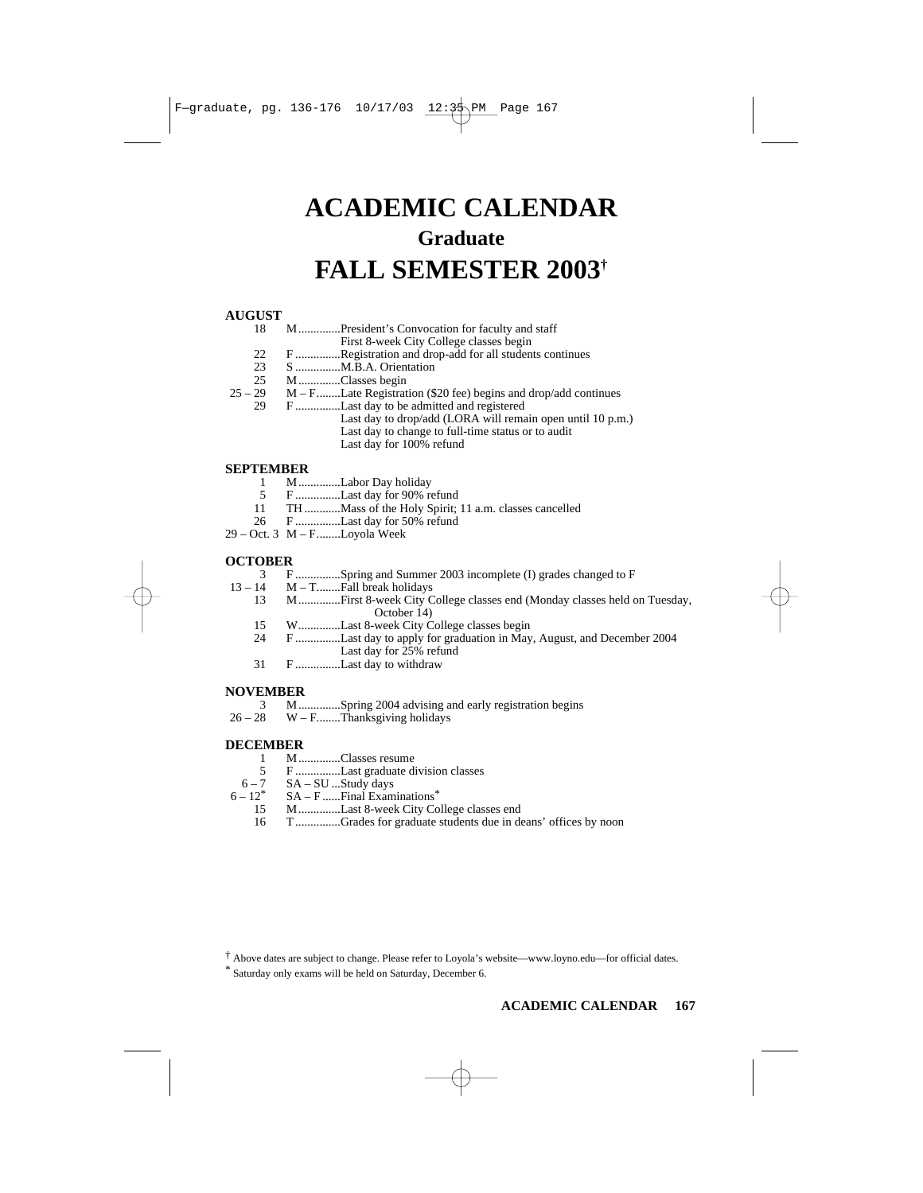# ACADEMIC CALENDAR

## Graduate

# FALL SEMESTER 2003†

### AUGUST

| | | |
|---|---|---|
| 18 | M | President's Convocation for faculty and staff<br>First 8-week City College classes begin |
| 22 | F | Registration and drop-add for all students continues |
| 23 | S | M.B.A. Orientation |
| 25 | M | Classes begin |
| 25 – 29 | M – F | Late Registration ($20 fee) begins and drop/add continues |
| 29 | F | Last day to be admitted and registered<br>Last day to drop/add (LORA will remain open until 10 p.m.)<br>Last day to change to full-time status or to audit<br>Last day for 100% refund |

### SEPTEMBER

| | | |
|---|---|---|
| 1 | M | Labor Day holiday |
| 5 | F | Last day for 90% refund |
| 11 | TH | Mass of the Holy Spirit; 11 a.m. classes cancelled |
| 26 | F | Last day for 50% refund |
| 29 – Oct. 3 | M – F | Loyola Week |

### OCTOBER

| | | |
|---|---|---|
| 3 | F | Spring and Summer 2003 incomplete (I) grades changed to F |
| 13 – 14 | M – T | Fall break holidays |
| 13 | M | First 8-week City College classes end (Monday classes held on Tuesday, October 14) |
| 15 | W | Last 8-week City College classes begin |
| 24 | F | Last day to apply for graduation in May, August, and December 2004<br>Last day for 25% refund |
| 31 | F | Last day to withdraw |

### NOVEMBER

| | | |
|---|---|---|
| 3 | M | Spring 2004 advising and early registration begins |
| 26 – 28 | W – F | Thanksgiving holidays |

### DECEMBER

| | | |
|---|---|---|
| 1 | M | Classes resume |
| 5 | F | Last graduate division classes |
| 6 – 7 | SA – SU | Study days |
| 6 – 12* | SA – F | Final Examinations* |
| 15 | M | Last 8-week City College classes end |
| 16 | T | Grades for graduate students due in deans' offices by noon |

† Above dates are subject to change. Please refer to Loyola's website—www.loyno.edu—for official dates.

* Saturday only exams will be held on Saturday, December 6.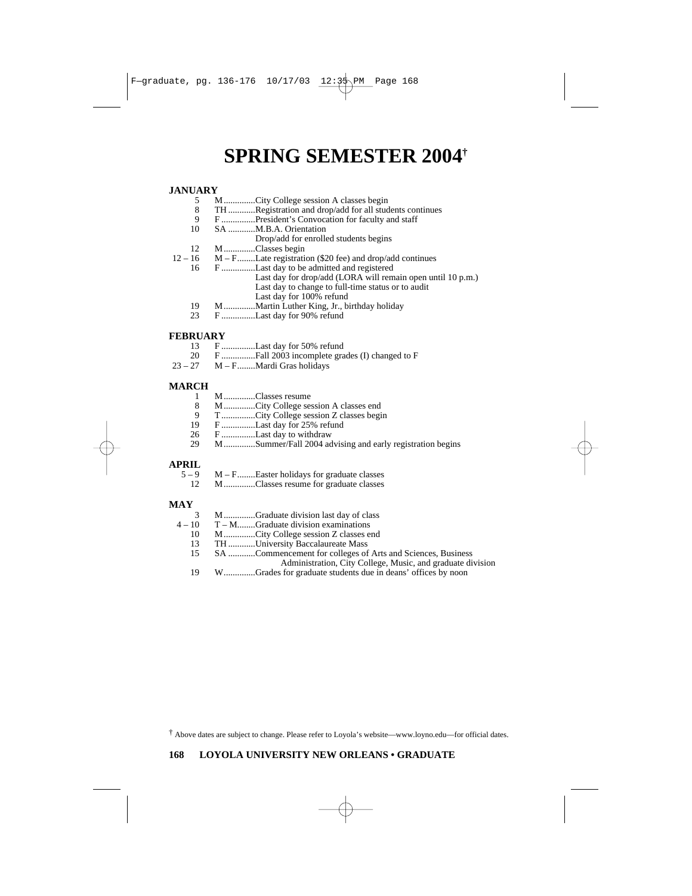# SPRING SEMESTER 2004†

## JANUARY

| Date | Day | Event |
|---|---|---|
| 5 | M | City College session A classes begin |
| 8 | TH | Registration and drop/add for all students continues |
| 9 | F | President's Convocation for faculty and staff |
| 10 | SA | M.B.A. Orientation |
| | | Drop/add for enrolled students begins |
| 12 | M | Classes begin |
| 12 – 16 | M – F | Late registration ($20 fee) and drop/add continues |
| 16 | F | Last day to be admitted and registered |
| | | Last day for drop/add (LORA will remain open until 10 p.m.) |
| | | Last day to change to full-time status or to audit |
| | | Last day for 100% refund |
| 19 | M | Martin Luther King, Jr., birthday holiday |
| 23 | F | Last day for 90% refund |

## FEBRUARY

| Date | Day | Event |
|---|---|---|
| 13 | F | Last day for 50% refund |
| 20 | F | Fall 2003 incomplete grades (I) changed to F |
| 23 – 27 | M – F | Mardi Gras holidays |

## MARCH

| Date | Day | Event |
|---|---|---|
| 1 | M | Classes resume |
| 8 | M | City College session A classes end |
| 9 | T | City College session Z classes begin |
| 19 | F | Last day for 25% refund |
| 26 | F | Last day to withdraw |
| 29 | M | Summer/Fall 2004 advising and early registration begins |

## APRIL

| Date | Day | Event |
|---|---|---|
| 5 – 9 | M – F | Easter holidays for graduate classes |
| 12 | M | Classes resume for graduate classes |

## MAY

| Date | Day | Event |
|---|---|---|
| 3 | M | Graduate division last day of class |
| 4 – 10 | T – M | Graduate division examinations |
| 10 | M | City College session Z classes end |
| 13 | TH | University Baccalaureate Mass |
| 15 | SA | Commencement for colleges of Arts and Sciences, Business Administration, City College, Music, and graduate division |
| 19 | W | Grades for graduate students due in deans' offices by noon |

† Above dates are subject to change. Please refer to Loyola's website—www.loyno.edu—for official dates.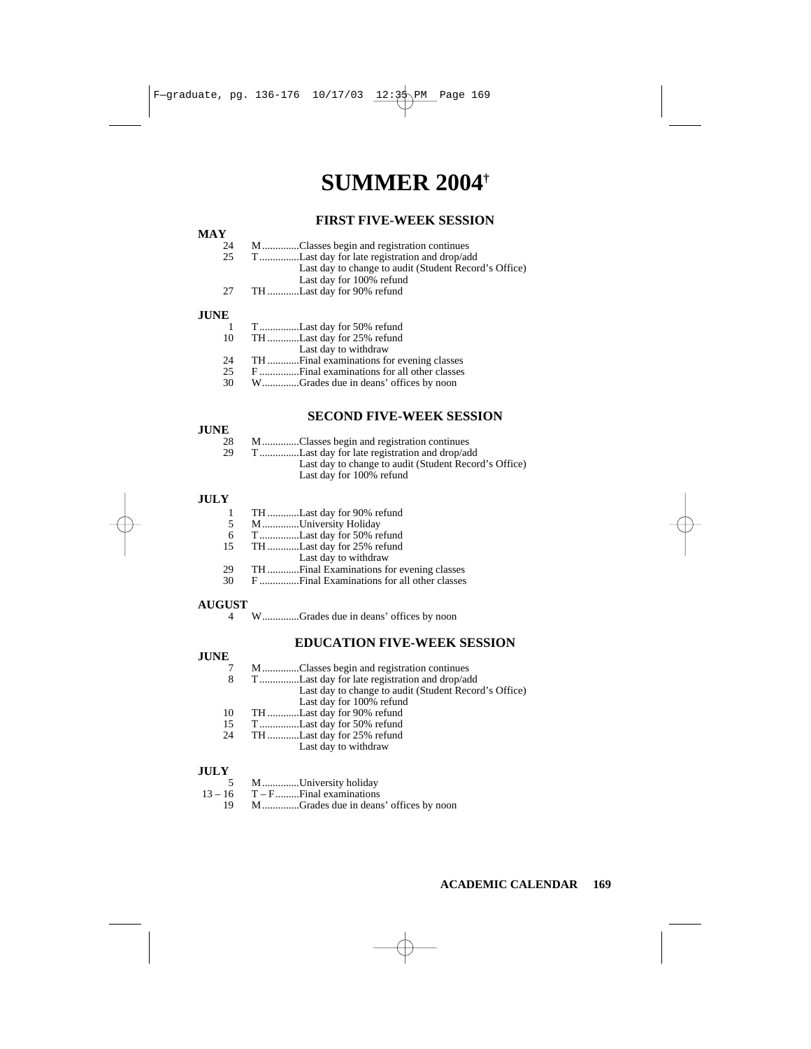# SUMMER 2004†

## FIRST FIVE-WEEK SESSION

**MAY**

- 24 M..............Classes begin and registration continues
- 25 T...............Last day for late registration and drop/add
  - Last day to change to audit (Student Record's Office)
  - Last day for 100% refund
- 27 TH............Last day for 90% refund

**JUNE**

- 1 T...............Last day for 50% refund
- 10 TH............Last day for 25% refund
  - Last day to withdraw
- 24 TH............Final examinations for evening classes
- 25 F...............Final examinations for all other classes
- 30 W..............Grades due in deans' offices by noon

## SECOND FIVE-WEEK SESSION

**JUNE**

- 28 M..............Classes begin and registration continues
- 29 T...............Last day for late registration and drop/add
  - Last day to change to audit (Student Record's Office)
  - Last day for 100% refund

**JULY**

- 1 TH............Last day for 90% refund
- 5 M..............University Holiday
- 6 T...............Last day for 50% refund
- 15 TH............Last day for 25% refund
  - Last day to withdraw
- 29 TH............Final Examinations for evening classes
- 30 F...............Final Examinations for all other classes

**AUGUST**

- 4 W..............Grades due in deans' offices by noon

## EDUCATION FIVE-WEEK SESSION

**JUNE**

- 7 M..............Classes begin and registration continues
- 8 T...............Last day for late registration and drop/add
  - Last day to change to audit (Student Record's Office)
  - Last day for 100% refund
- 10 TH............Last day for 90% refund
- 15 T...............Last day for 50% refund
- 24 TH............Last day for 25% refund
  - Last day to withdraw

**JULY**

- 5 M..............University holiday
- 13 – 16 T – F.........Final examinations
- 19 M..............Grades due in deans' offices by noon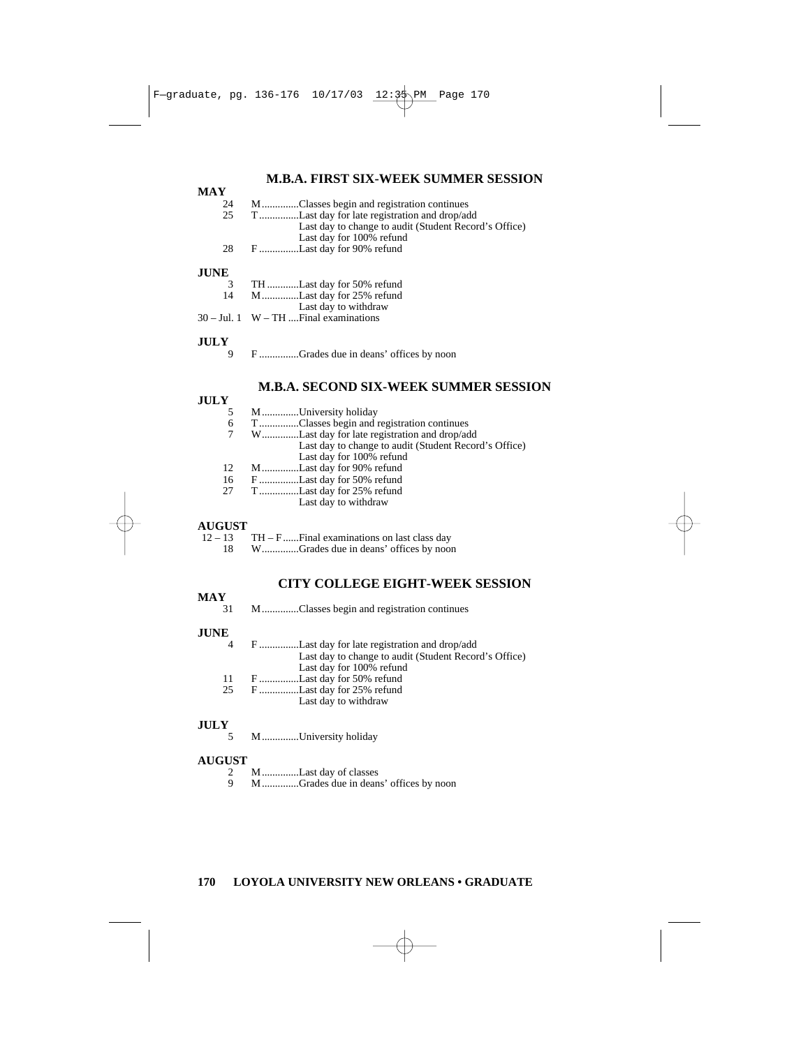## M.B.A. FIRST SIX-WEEK SUMMER SESSION

**MAY**

24 M..............Classes begin and registration continues

25 T...............Last day for late registration and drop/add
Last day to change to audit (Student Record's Office)
Last day for 100% refund

28 F...............Last day for 90% refund

**JUNE**

3 TH............Last day for 50% refund

14 M..............Last day for 25% refund
Last day to withdraw

30 – Jul. 1 W – TH ....Final examinations

**JULY**

9 F...............Grades due in deans' offices by noon

## M.B.A. SECOND SIX-WEEK SUMMER SESSION

**JULY**

5 M..............University holiday

6 T...............Classes begin and registration continues

7 W..............Last day for late registration and drop/add
Last day to change to audit (Student Record's Office)
Last day for 100% refund

12 M..............Last day for 90% refund

16 F...............Last day for 50% refund

27 T...............Last day for 25% refund
Last day to withdraw

**AUGUST**

12 – 13 TH – F......Final examinations on last class day

18 W..............Grades due in deans' offices by noon

## CITY COLLEGE EIGHT-WEEK SESSION

**MAY**

31 M..............Classes begin and registration continues

**JUNE**

4 F...............Last day for late registration and drop/add
Last day to change to audit (Student Record's Office)
Last day for 100% refund

11 F...............Last day for 50% refund

25 F...............Last day for 25% refund
Last day to withdraw

**JULY**

5 M..............University holiday

**AUGUST**

2 M..............Last day of classes

9 M..............Grades due in deans' offices by noon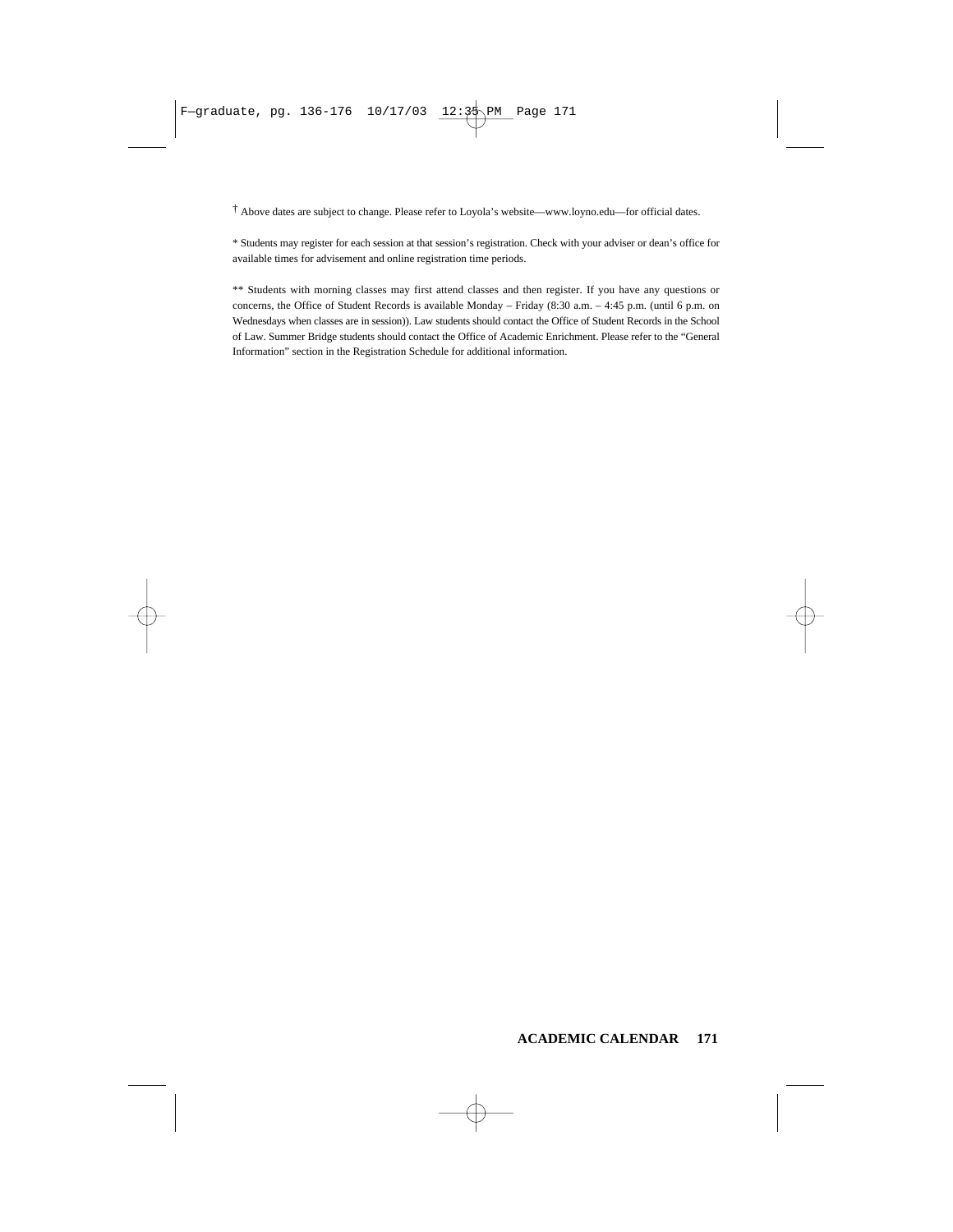† Above dates are subject to change. Please refer to Loyola's website—www.loyno.edu—for official dates.

* Students may register for each session at that session's registration. Check with your adviser or dean's office for available times for advisement and online registration time periods.

** Students with morning classes may first attend classes and then register. If you have any questions or concerns, the Office of Student Records is available Monday – Friday (8:30 a.m. – 4:45 p.m. (until 6 p.m. on Wednesdays when classes are in session)). Law students should contact the Office of Student Records in the School of Law. Summer Bridge students should contact the Office of Academic Enrichment. Please refer to the "General Information" section in the Registration Schedule for additional information.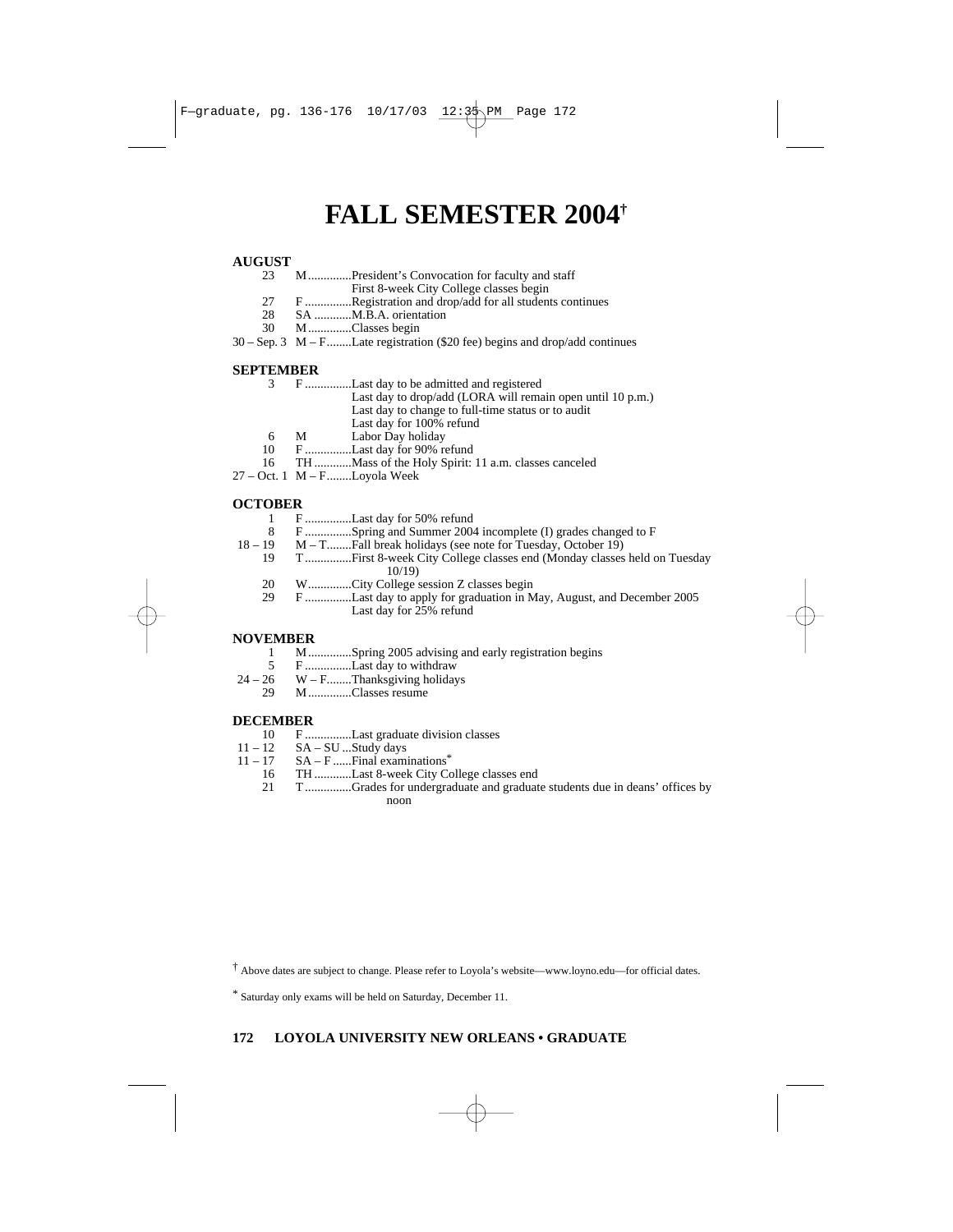# FALL SEMESTER 2004[†]

**AUGUST**

| Date | Day | Event |
|---|---|---|
| 23 | M | President's Convocation for faculty and staff<br>First 8-week City College classes begin |
| 27 | F | Registration and drop/add for all students continues |
| 28 | SA | M.B.A. orientation |
| 30 | M | Classes begin |
| 30 – Sep. 3 | M – F | Late registration ($20 fee) begins and drop/add continues |

**SEPTEMBER**

| Date | Day | Event |
|---|---|---|
| 3 | F | Last day to be admitted and registered<br>Last day to drop/add (LORA will remain open until 10 p.m.)<br>Last day to change to full-time status or to audit<br>Last day for 100% refund |
| 6 | M | Labor Day holiday |
| 10 | F | Last day for 90% refund |
| 16 | TH | Mass of the Holy Spirit: 11 a.m. classes canceled |
| 27 – Oct. 1 | M – F | Loyola Week |

**OCTOBER**

| Date | Day | Event |
|---|---|---|
| 1 | F | Last day for 50% refund |
| 8 | F | Spring and Summer 2004 incomplete (I) grades changed to F |
| 18 – 19 | M – T | Fall break holidays (see note for Tuesday, October 19) |
| 19 | T | First 8-week City College classes end (Monday classes held on Tuesday 10/19) |
| 20 | W | City College session Z classes begin |
| 29 | F | Last day to apply for graduation in May, August, and December 2005<br>Last day for 25% refund |

**NOVEMBER**

| Date | Day | Event |
|---|---|---|
| 1 | M | Spring 2005 advising and early registration begins |
| 5 | F | Last day to withdraw |
| 24 – 26 | W – F | Thanksgiving holidays |
| 29 | M | Classes resume |

**DECEMBER**

| Date | Day | Event |
|---|---|---|
| 10 | F | Last graduate division classes |
| 11 – 12 | SA – SU | Study days |
| 11 – 17 | SA – F | Final examinations* |
| 16 | TH | Last 8-week City College classes end |
| 21 | T | Grades for undergraduate and graduate students due in deans' offices by noon |

† Above dates are subject to change. Please refer to Loyola's website—www.loyno.edu—for official dates.

* Saturday only exams will be held on Saturday, December 11.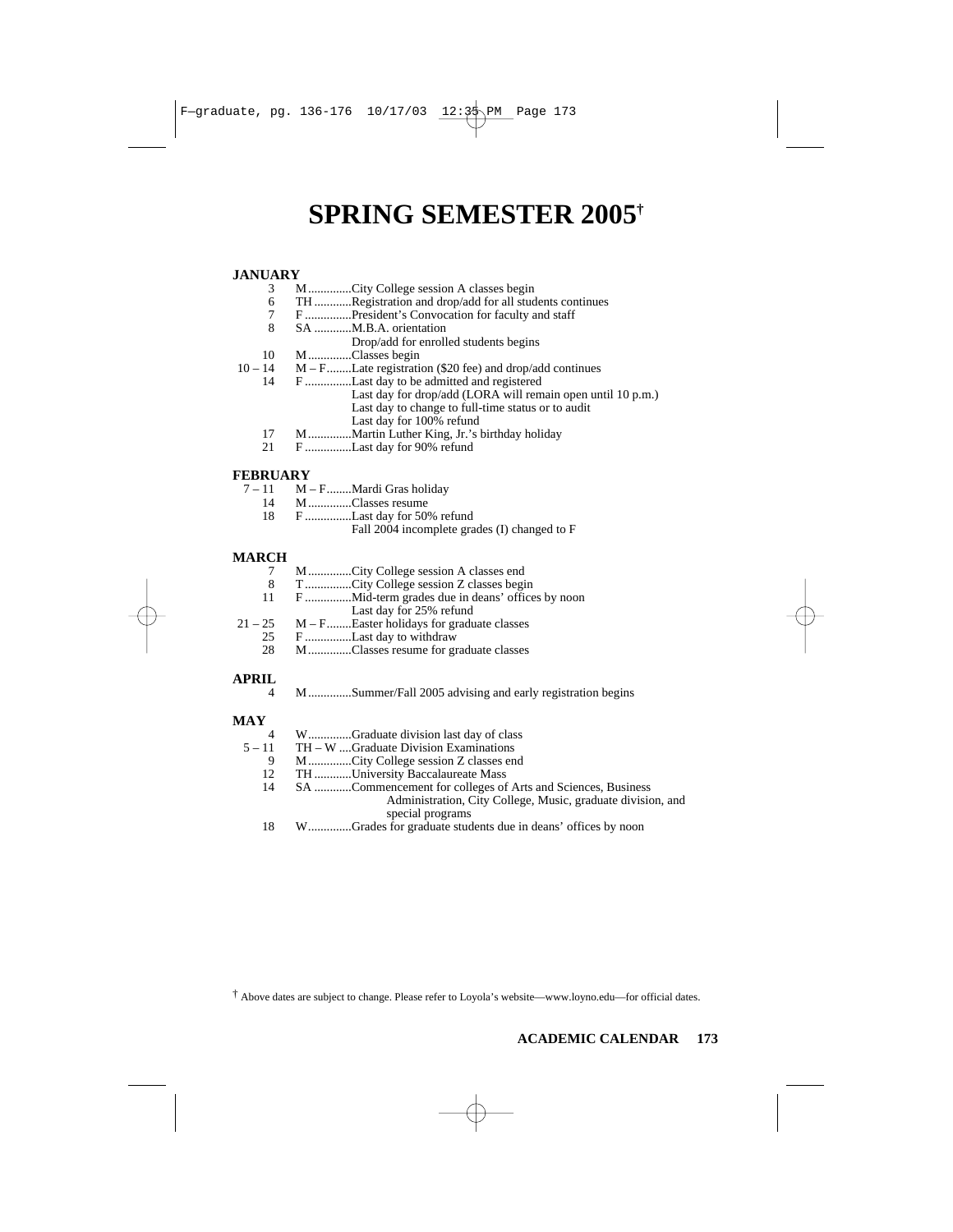# SPRING SEMESTER 2005†

### JANUARY

| Date | Day | Event |
|---|---|---|
| 3 | M | City College session A classes begin |
| 6 | TH | Registration and drop/add for all students continues |
| 7 | F | President's Convocation for faculty and staff |
| 8 | SA | M.B.A. orientation<br>Drop/add for enrolled students begins |
| 10 | M | Classes begin |
| 10 – 14 | M – F | Late registration ($20 fee) and drop/add continues |
| 14 | F | Last day to be admitted and registered<br>Last day for drop/add (LORA will remain open until 10 p.m.)<br>Last day to change to full-time status or to audit<br>Last day for 100% refund |
| 17 | M | Martin Luther King, Jr.'s birthday holiday |
| 21 | F | Last day for 90% refund |

### FEBRUARY

| Date | Day | Event |
|---|---|---|
| 7 – 11 | M – F | Mardi Gras holiday |
| 14 | M | Classes resume |
| 18 | F | Last day for 50% refund<br>Fall 2004 incomplete grades (I) changed to F |

### MARCH

| Date | Day | Event |
|---|---|---|
| 7 | M | City College session A classes end |
| 8 | T | City College session Z classes begin |
| 11 | F | Mid-term grades due in deans' offices by noon<br>Last day for 25% refund |
| 21 – 25 | M – F | Easter holidays for graduate classes |
| 25 | F | Last day to withdraw |
| 28 | M | Classes resume for graduate classes |

### APRIL

| Date | Day | Event |
|---|---|---|
| 4 | M | Summer/Fall 2005 advising and early registration begins |

### MAY

| Date | Day | Event |
|---|---|---|
| 4 | W | Graduate division last day of class |
| 5 – 11 | TH – W | Graduate Division Examinations |
| 9 | M | City College session Z classes end |
| 12 | TH | University Baccalaureate Mass |
| 14 | SA | Commencement for colleges of Arts and Sciences, Business Administration, City College, Music, graduate division, and special programs |
| 18 | W | Grades for graduate students due in deans' offices by noon |

† Above dates are subject to change. Please refer to Loyola's website—www.loyno.edu—for official dates.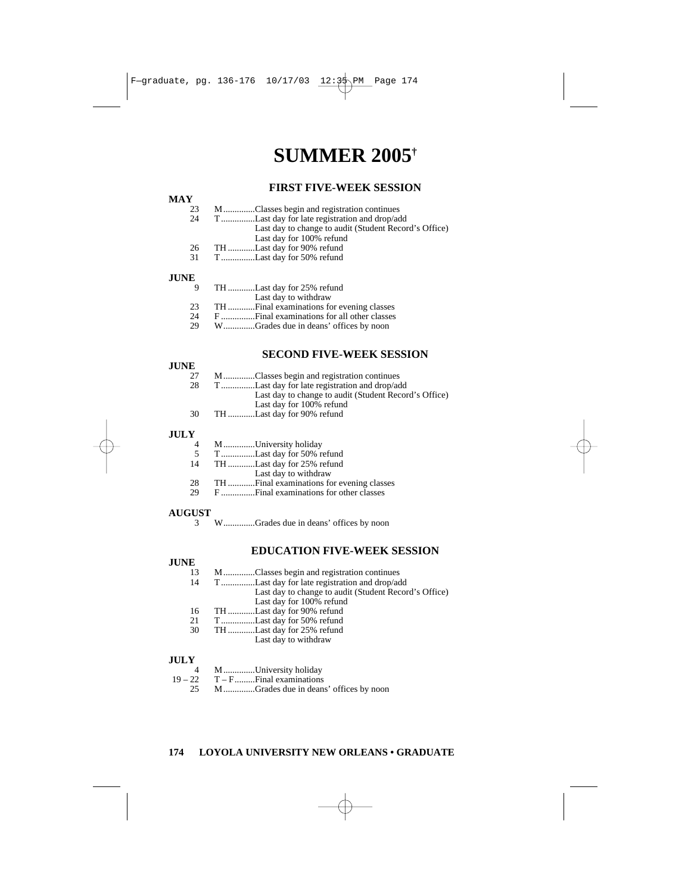# SUMMER 2005†

## FIRST FIVE-WEEK SESSION

**MAY**

| | | |
|---|---|---|
| 23 | M | Classes begin and registration continues |
| 24 | T | Last day for late registration and drop/add |
| | | Last day to change to audit (Student Record's Office) |
| | | Last day for 100% refund |
| 26 | TH | Last day for 90% refund |
| 31 | T | Last day for 50% refund |

**JUNE**

| | | |
|---|---|---|
| 9 | TH | Last day for 25% refund |
| | | Last day to withdraw |
| 23 | TH | Final examinations for evening classes |
| 24 | F | Final examinations for all other classes |
| 29 | W | Grades due in deans' offices by noon |

## SECOND FIVE-WEEK SESSION

**JUNE**

| | | |
|---|---|---|
| 27 | M | Classes begin and registration continues |
| 28 | T | Last day for late registration and drop/add |
| | | Last day to change to audit (Student Record's Office) |
| | | Last day for 100% refund |
| 30 | TH | Last day for 90% refund |

**JULY**

| | | |
|---|---|---|
| 4 | M | University holiday |
| 5 | T | Last day for 50% refund |
| 14 | TH | Last day for 25% refund |
| | | Last day to withdraw |
| 28 | TH | Final examinations for evening classes |
| 29 | F | Final examinations for other classes |

**AUGUST**

| | | |
|---|---|---|
| 3 | W | Grades due in deans' offices by noon |

## EDUCATION FIVE-WEEK SESSION

**JUNE**

| | | |
|---|---|---|
| 13 | M | Classes begin and registration continues |
| 14 | T | Last day for late registration and drop/add |
| | | Last day to change to audit (Student Record's Office) |
| | | Last day for 100% refund |
| 16 | TH | Last day for 90% refund |
| 21 | T | Last day for 50% refund |
| 30 | TH | Last day for 25% refund |
| | | Last day to withdraw |

**JULY**

| | | |
|---|---|---|
| 4 | M | University holiday |
| 19 – 22 | T – F | Final examinations |
| 25 | M | Grades due in deans' offices by noon |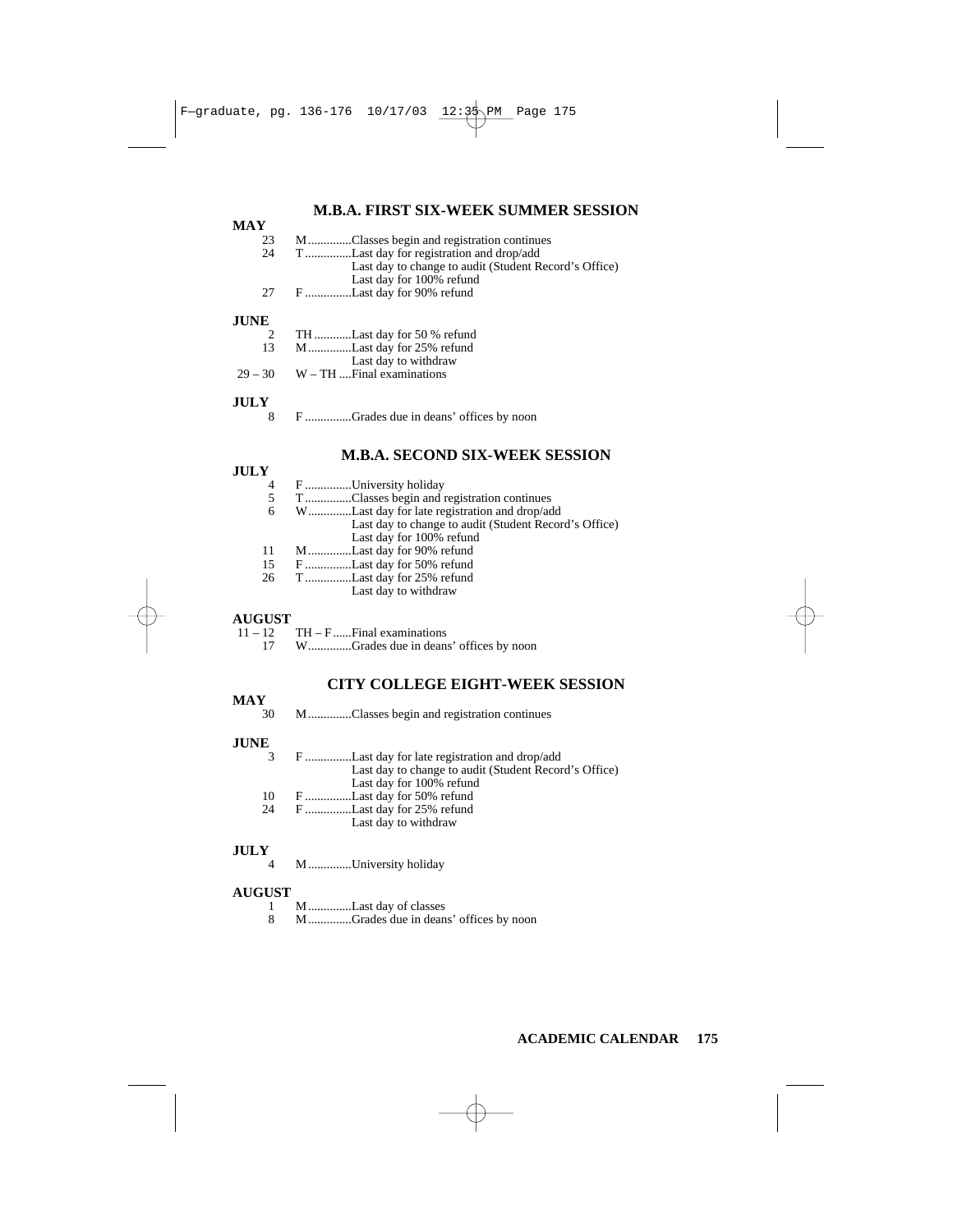## M.B.A. FIRST SIX-WEEK SUMMER SESSION

**MAY**

| | | |
|---|---|---|
| 23 | M | Classes begin and registration continues |
| 24 | T | Last day for registration and drop/add<br>Last day to change to audit (Student Record's Office)<br>Last day for 100% refund |
| 27 | F | Last day for 90% refund |

**JUNE**

| | | |
|---|---|---|
| 2 | TH | Last day for 50 % refund |
| 13 | M | Last day for 25% refund<br>Last day to withdraw |
| 29 – 30 | W – TH | Final examinations |

**JULY**

| | | |
|---|---|---|
| 8 | F | Grades due in deans' offices by noon |

## M.B.A. SECOND SIX-WEEK SESSION

**JULY**

| | | |
|---|---|---|
| 4 | F | University holiday |
| 5 | T | Classes begin and registration continues |
| 6 | W | Last day for late registration and drop/add<br>Last day to change to audit (Student Record's Office)<br>Last day for 100% refund |
| 11 | M | Last day for 90% refund |
| 15 | F | Last day for 50% refund |
| 26 | T | Last day for 25% refund<br>Last day to withdraw |

**AUGUST**

| | | |
|---|---|---|
| 11 – 12 | TH – F | Final examinations |
| 17 | W | Grades due in deans' offices by noon |

## CITY COLLEGE EIGHT-WEEK SESSION

**MAY**

| | | |
|---|---|---|
| 30 | M | Classes begin and registration continues |

**JUNE**

| | | |
|---|---|---|
| 3 | F | Last day for late registration and drop/add<br>Last day to change to audit (Student Record's Office)<br>Last day for 100% refund |
| 10 | F | Last day for 50% refund |
| 24 | F | Last day for 25% refund<br>Last day to withdraw |

**JULY**

| | | |
|---|---|---|
| 4 | M | University holiday |

**AUGUST**

| | | |
|---|---|---|
| 1 | M | Last day of classes |
| 8 | M | Grades due in deans' offices by noon |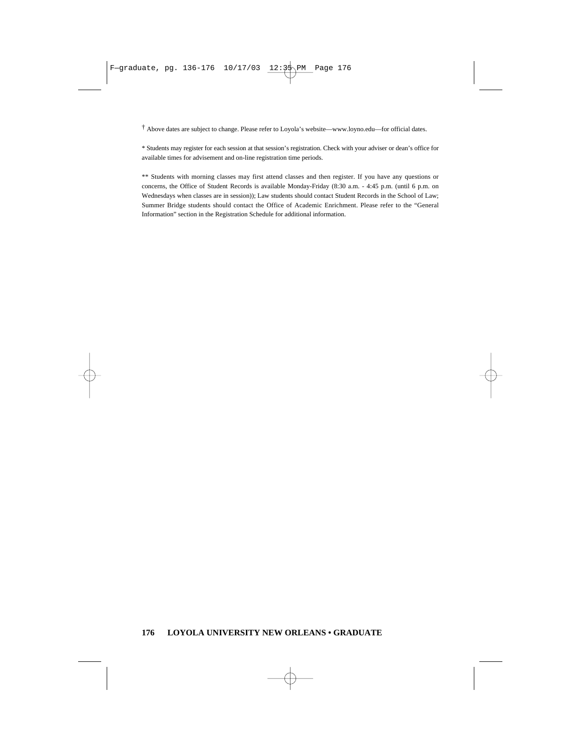† Above dates are subject to change. Please refer to Loyola's website—www.loyno.edu—for official dates.

* Students may register for each session at that session's registration. Check with your adviser or dean's office for available times for advisement and on-line registration time periods.

** Students with morning classes may first attend classes and then register. If you have any questions or concerns, the Office of Student Records is available Monday-Friday (8:30 a.m. - 4:45 p.m. (until 6 p.m. on Wednesdays when classes are in session)); Law students should contact Student Records in the School of Law; Summer Bridge students should contact the Office of Academic Enrichment. Please refer to the "General Information" section in the Registration Schedule for additional information.